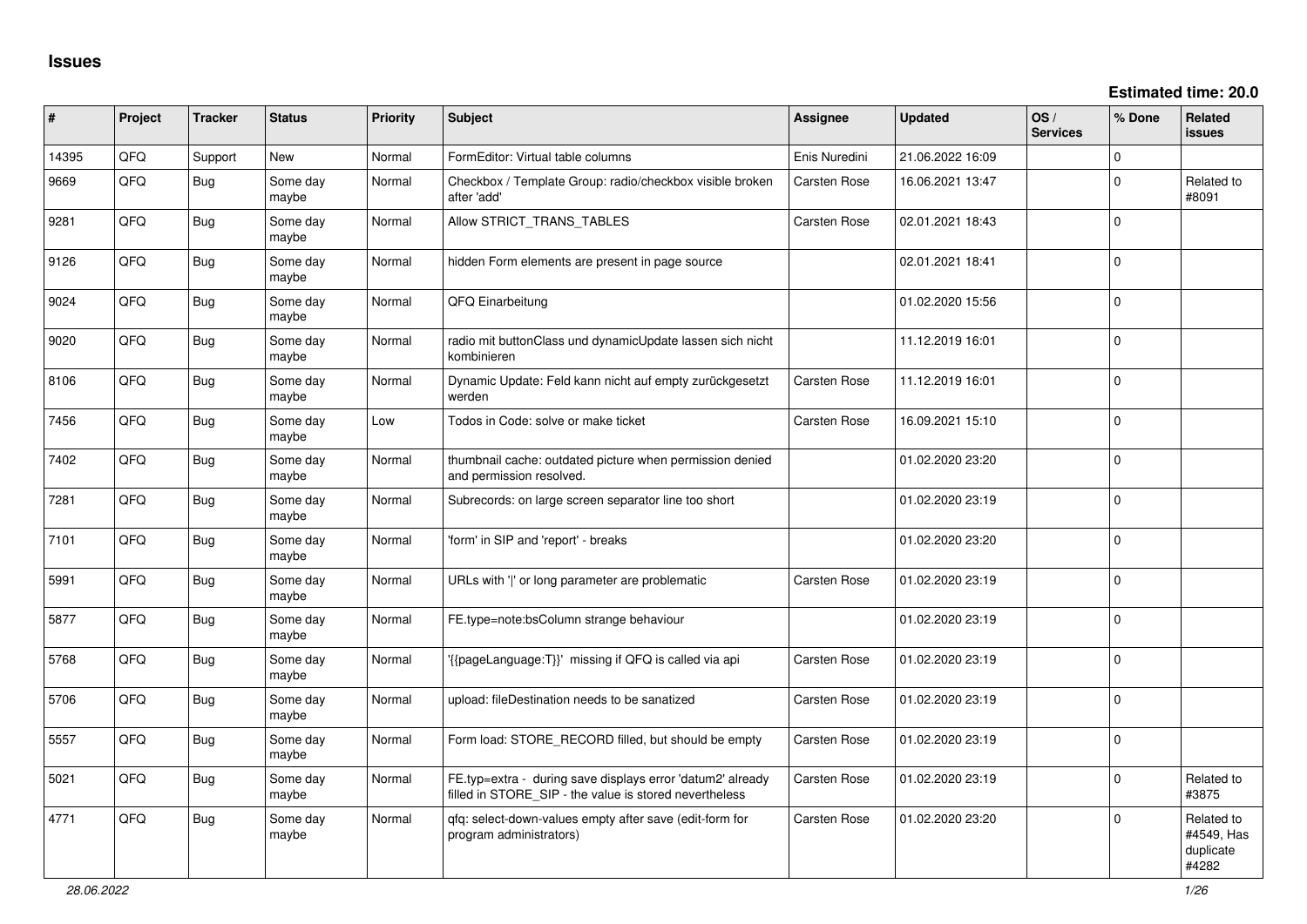# Issues

**Estimated time: 20.0**

| # | Project | Tracker | Status | Priority | Subject | Assignee | Updated | OS / Services | % Done | Related issues |
|---|---|---|---|---|---|---|---|---|---|---|
| 14395 | QFQ | Support | New | Normal | FormEditor: Virtual table columns | Enis Nuredini | 21.06.2022 16:09 | | 0 | |
| 9669 | QFQ | Bug | Some day maybe | Normal | Checkbox / Template Group: radio/checkbox visible broken after 'add' | Carsten Rose | 16.06.2021 13:47 | | 0 | Related to #8091 |
| 9281 | QFQ | Bug | Some day maybe | Normal | Allow STRICT_TRANS_TABLES | Carsten Rose | 02.01.2021 18:43 | | 0 | |
| 9126 | QFQ | Bug | Some day maybe | Normal | hidden Form elements are present in page source | | 02.01.2021 18:41 | | 0 | |
| 9024 | QFQ | Bug | Some day maybe | Normal | QFQ Einarbeitung | | 01.02.2020 15:56 | | 0 | |
| 9020 | QFQ | Bug | Some day maybe | Normal | radio mit buttonClass und dynamicUpdate lassen sich nicht kombinieren | | 11.12.2019 16:01 | | 0 | |
| 8106 | QFQ | Bug | Some day maybe | Normal | Dynamic Update: Feld kann nicht auf empty zurückgesetzt werden | Carsten Rose | 11.12.2019 16:01 | | 0 | |
| 7456 | QFQ | Bug | Some day maybe | Low | Todos in Code: solve or make ticket | Carsten Rose | 16.09.2021 15:10 | | 0 | |
| 7402 | QFQ | Bug | Some day maybe | Normal | thumbnail cache: outdated picture when permission denied and permission resolved. | | 01.02.2020 23:20 | | 0 | |
| 7281 | QFQ | Bug | Some day maybe | Normal | Subrecords: on large screen separator line too short | | 01.02.2020 23:19 | | 0 | |
| 7101 | QFQ | Bug | Some day maybe | Normal | 'form' in SIP and 'report' - breaks | | 01.02.2020 23:20 | | 0 | |
| 5991 | QFQ | Bug | Some day maybe | Normal | URLs with '\|' or long parameter are problematic | Carsten Rose | 01.02.2020 23:19 | | 0 | |
| 5877 | QFQ | Bug | Some day maybe | Normal | FE.type=note:bsColumn strange behaviour | | 01.02.2020 23:19 | | 0 | |
| 5768 | QFQ | Bug | Some day maybe | Normal | '{{pageLanguage:T}}' missing if QFQ is called via api | Carsten Rose | 01.02.2020 23:19 | | 0 | |
| 5706 | QFQ | Bug | Some day maybe | Normal | upload: fileDestination needs to be sanatized | Carsten Rose | 01.02.2020 23:19 | | 0 | |
| 5557 | QFQ | Bug | Some day maybe | Normal | Form load: STORE_RECORD filled, but should be empty | Carsten Rose | 01.02.2020 23:19 | | 0 | |
| 5021 | QFQ | Bug | Some day maybe | Normal | FE.typ=extra - during save displays error 'datum2' already filled in STORE_SIP - the value is stored nevertheless | Carsten Rose | 01.02.2020 23:19 | | 0 | Related to #3875 |
| 4771 | QFQ | Bug | Some day maybe | Normal | qfq: select-down-values empty after save (edit-form for program administrators) | Carsten Rose | 01.02.2020 23:20 | | 0 | Related to #4549, Has duplicate #4282 |

*28.06.2022*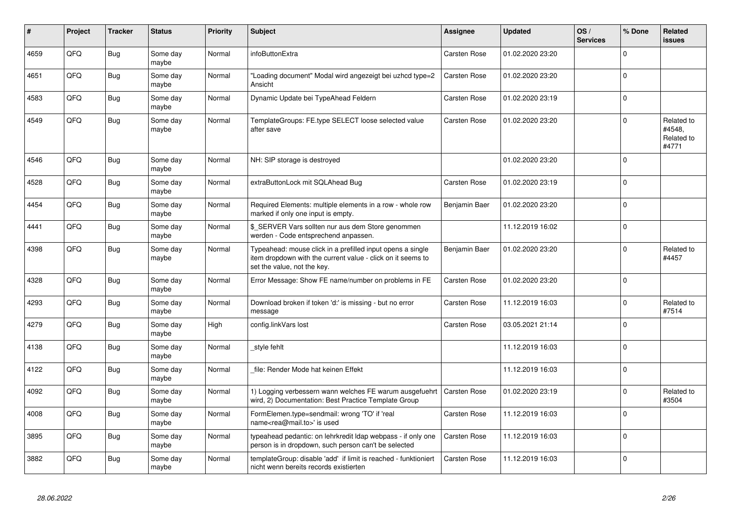| # | Project | Tracker | Status | Priority | Subject | Assignee | Updated | OS / Services | % Done | Related issues |
|---|---|---|---|---|---|---|---|---|---|---|
| 4659 | QFQ | Bug | Some day maybe | Normal | infoButtonExtra | Carsten Rose | 01.02.2020 23:20 | | 0 | |
| 4651 | QFQ | Bug | Some day maybe | Normal | "Loading document" Modal wird angezeigt bei uzhcd type=2 Ansicht | Carsten Rose | 01.02.2020 23:20 | | 0 | |
| 4583 | QFQ | Bug | Some day maybe | Normal | Dynamic Update bei TypeAhead Feldern | Carsten Rose | 01.02.2020 23:19 | | 0 | |
| 4549 | QFQ | Bug | Some day maybe | Normal | TemplateGroups: FE.type SELECT loose selected value after save | Carsten Rose | 01.02.2020 23:20 | | 0 | Related to #4548, Related to #4771 |
| 4546 | QFQ | Bug | Some day maybe | Normal | NH: SIP storage is destroyed | | 01.02.2020 23:20 | | 0 | |
| 4528 | QFQ | Bug | Some day maybe | Normal | extraButtonLock mit SQLAhead Bug | Carsten Rose | 01.02.2020 23:19 | | 0 | |
| 4454 | QFQ | Bug | Some day maybe | Normal | Required Elements: multiple elements in a row - whole row marked if only one input is empty. | Benjamin Baer | 01.02.2020 23:20 | | 0 | |
| 4441 | QFQ | Bug | Some day maybe | Normal | $_SERVER Vars sollten nur aus dem Store genommen werden - Code entsprechend anpassen. | | 11.12.2019 16:02 | | 0 | |
| 4398 | QFQ | Bug | Some day maybe | Normal | Typeahead: mouse click in a prefilled input opens a single item dropdown with the current value - click on it seems to set the value, not the key. | Benjamin Baer | 01.02.2020 23:20 | | 0 | Related to #4457 |
| 4328 | QFQ | Bug | Some day maybe | Normal | Error Message: Show FE name/number on problems in FE | Carsten Rose | 01.02.2020 23:20 | | 0 | |
| 4293 | QFQ | Bug | Some day maybe | Normal | Download broken if token 'd:' is missing - but no error message | Carsten Rose | 11.12.2019 16:03 | | 0 | Related to #7514 |
| 4279 | QFQ | Bug | Some day maybe | High | config.linkVars lost | Carsten Rose | 03.05.2021 21:14 | | 0 | |
| 4138 | QFQ | Bug | Some day maybe | Normal | _style fehlt | | 11.12.2019 16:03 | | 0 | |
| 4122 | QFQ | Bug | Some day maybe | Normal | _file: Render Mode hat keinen Effekt | | 11.12.2019 16:03 | | 0 | |
| 4092 | QFQ | Bug | Some day maybe | Normal | 1) Logging verbessern wann welches FE warum ausgefuehrt wird, 2) Documentation: Best Practice Template Group | Carsten Rose | 01.02.2020 23:19 | | 0 | Related to #3504 |
| 4008 | QFQ | Bug | Some day maybe | Normal | FormElemen.type=sendmail: wrong 'TO' if 'real name<rea@mail.to>' is used | Carsten Rose | 11.12.2019 16:03 | | 0 | |
| 3895 | QFQ | Bug | Some day maybe | Normal | typeahead pedantic: on lehrkredit ldap webpass - if only one person is in dropdown, such person can't be selected | Carsten Rose | 11.12.2019 16:03 | | 0 | |
| 3882 | QFQ | Bug | Some day maybe | Normal | templateGroup: disable 'add' if limit is reached - funktioniert nicht wenn bereits records existierten | Carsten Rose | 11.12.2019 16:03 | | 0 | |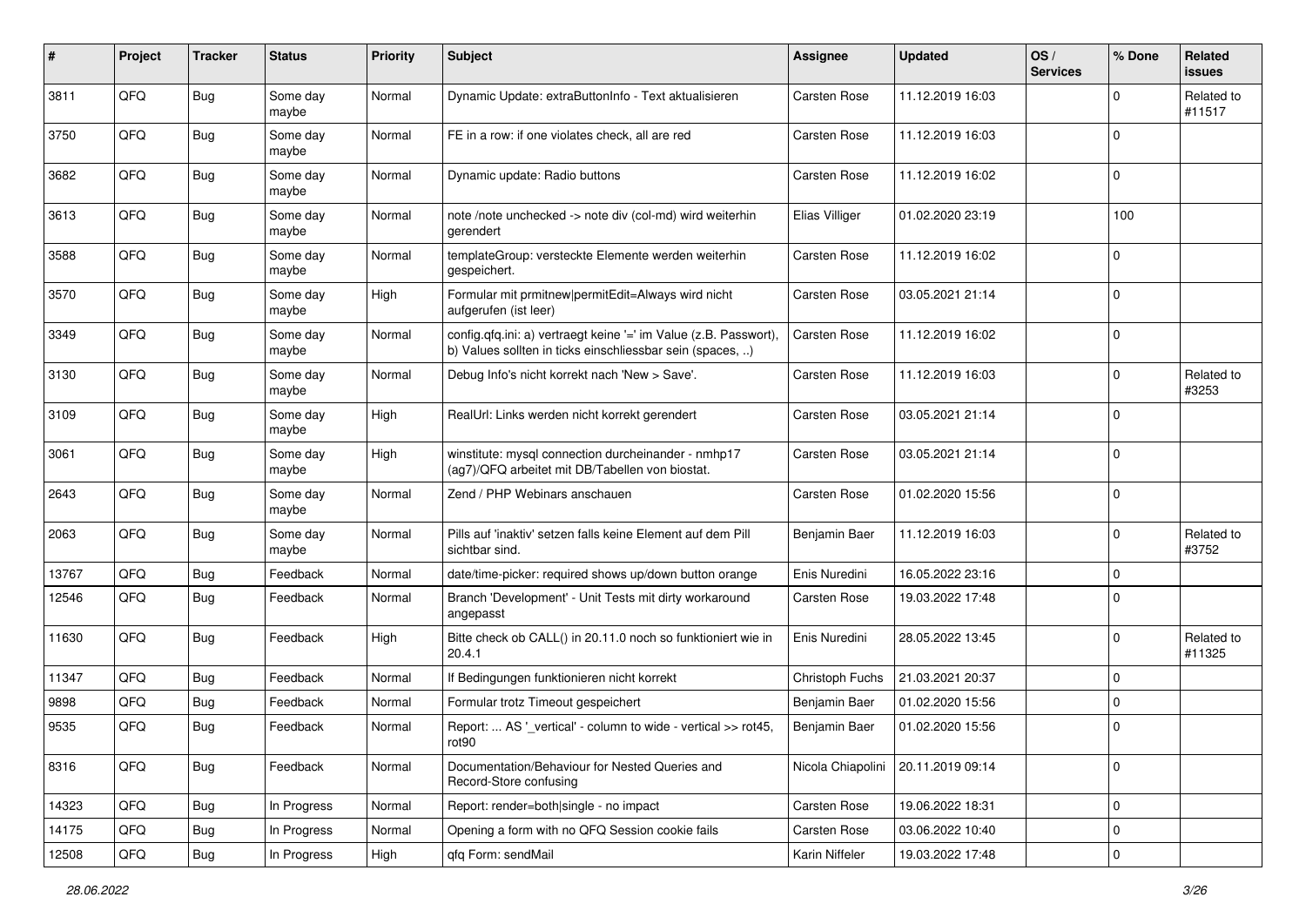| # | Project | Tracker | Status | Priority | Subject | Assignee | Updated | OS / Services | % Done | Related issues |
|---|---|---|---|---|---|---|---|---|---|---|
| 3811 | QFQ | Bug | Some day maybe | Normal | Dynamic Update: extraButtonInfo - Text aktualisieren | Carsten Rose | 11.12.2019 16:03 | | 0 | Related to #11517 |
| 3750 | QFQ | Bug | Some day maybe | Normal | FE in a row: if one violates check, all are red | Carsten Rose | 11.12.2019 16:03 | | 0 | |
| 3682 | QFQ | Bug | Some day maybe | Normal | Dynamic update: Radio buttons | Carsten Rose | 11.12.2019 16:02 | | 0 | |
| 3613 | QFQ | Bug | Some day maybe | Normal | note /note unchecked -> note div (col-md) wird weiterhin gerendert | Elias Villiger | 01.02.2020 23:19 | | 100 | |
| 3588 | QFQ | Bug | Some day maybe | Normal | templateGroup: versteckte Elemente werden weiterhin gespeichert. | Carsten Rose | 11.12.2019 16:02 | | 0 | |
| 3570 | QFQ | Bug | Some day maybe | High | Formular mit prmitnew\|permitEdit=Always wird nicht aufgerufen (ist leer) | Carsten Rose | 03.05.2021 21:14 | | 0 | |
| 3349 | QFQ | Bug | Some day maybe | Normal | config.qfq.ini: a) vertraegt keine '=' im Value (z.B. Passwort), b) Values sollten in ticks einschliessbar sein (spaces, ..) | Carsten Rose | 11.12.2019 16:02 | | 0 | |
| 3130 | QFQ | Bug | Some day maybe | Normal | Debug Info's nicht korrekt nach 'New > Save'. | Carsten Rose | 11.12.2019 16:03 | | 0 | Related to #3253 |
| 3109 | QFQ | Bug | Some day maybe | High | RealUrl: Links werden nicht korrekt gerendert | Carsten Rose | 03.05.2021 21:14 | | 0 | |
| 3061 | QFQ | Bug | Some day maybe | High | winstitute: mysql connection durcheinander - nmhp17 (ag7)/QFQ arbeitet mit DB/Tabellen von biostat. | Carsten Rose | 03.05.2021 21:14 | | 0 | |
| 2643 | QFQ | Bug | Some day maybe | Normal | Zend / PHP Webinars anschauen | Carsten Rose | 01.02.2020 15:56 | | 0 | |
| 2063 | QFQ | Bug | Some day maybe | Normal | Pills auf 'inaktiv' setzen falls keine Element auf dem Pill sichtbar sind. | Benjamin Baer | 11.12.2019 16:03 | | 0 | Related to #3752 |
| 13767 | QFQ | Bug | Feedback | Normal | date/time-picker: required shows up/down button orange | Enis Nuredini | 16.05.2022 23:16 | | 0 | |
| 12546 | QFQ | Bug | Feedback | Normal | Branch 'Development' - Unit Tests mit dirty workaround angepasst | Carsten Rose | 19.03.2022 17:48 | | 0 | |
| 11630 | QFQ | Bug | Feedback | High | Bitte check ob CALL() in 20.11.0 noch so funktioniert wie in 20.4.1 | Enis Nuredini | 28.05.2022 13:45 | | 0 | Related to #11325 |
| 11347 | QFQ | Bug | Feedback | Normal | If Bedingungen funktionieren nicht korrekt | Christoph Fuchs | 21.03.2021 20:37 | | 0 | |
| 9898 | QFQ | Bug | Feedback | Normal | Formular trotz Timeout gespeichert | Benjamin Baer | 01.02.2020 15:56 | | 0 | |
| 9535 | QFQ | Bug | Feedback | Normal | Report: ... AS '_vertical' - column to wide - vertical >> rot45, rot90 | Benjamin Baer | 01.02.2020 15:56 | | 0 | |
| 8316 | QFQ | Bug | Feedback | Normal | Documentation/Behaviour for Nested Queries and Record-Store confusing | Nicola Chiapolini | 20.11.2019 09:14 | | 0 | |
| 14323 | QFQ | Bug | In Progress | Normal | Report: render=both\|single - no impact | Carsten Rose | 19.06.2022 18:31 | | 0 | |
| 14175 | QFQ | Bug | In Progress | Normal | Opening a form with no QFQ Session cookie fails | Carsten Rose | 03.06.2022 10:40 | | 0 | |
| 12508 | QFQ | Bug | In Progress | High | qfq Form: sendMail | Karin Niffeler | 19.03.2022 17:48 | | 0 | |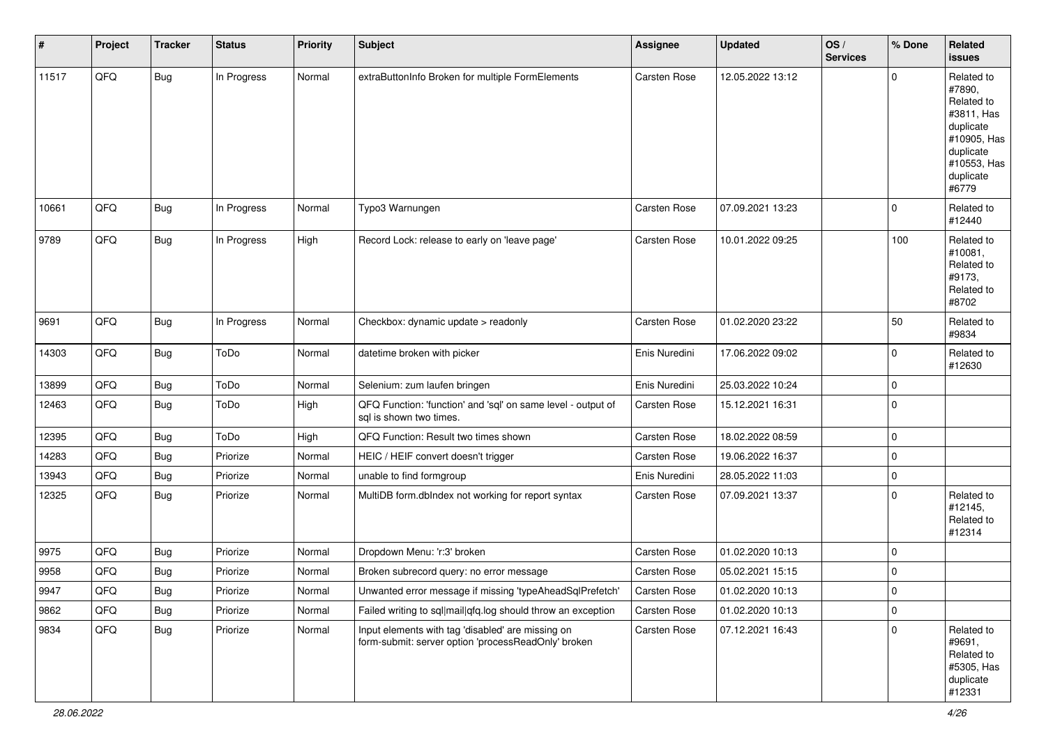| # | Project | Tracker | Status | Priority | Subject | Assignee | Updated | OS / Services | % Done | Related issues |
|---|---|---|---|---|---|---|---|---|---|---|
| 11517 | QFQ | Bug | In Progress | Normal | extraButtonInfo Broken for multiple FormElements | Carsten Rose | 12.05.2022 13:12 | | 0 | Related to #7890, Related to #3811, Has duplicate #10905, Has duplicate #10553, Has duplicate #6779 |
| 10661 | QFQ | Bug | In Progress | Normal | Typo3 Warnungen | Carsten Rose | 07.09.2021 13:23 | | 0 | Related to #12440 |
| 9789 | QFQ | Bug | In Progress | High | Record Lock: release to early on 'leave page' | Carsten Rose | 10.01.2022 09:25 | | 100 | Related to #10081, Related to #9173, Related to #8702 |
| 9691 | QFQ | Bug | In Progress | Normal | Checkbox: dynamic update > readonly | Carsten Rose | 01.02.2020 23:22 | | 50 | Related to #9834 |
| 14303 | QFQ | Bug | ToDo | Normal | datetime broken with picker | Enis Nuredini | 17.06.2022 09:02 | | 0 | Related to #12630 |
| 13899 | QFQ | Bug | ToDo | Normal | Selenium: zum laufen bringen | Enis Nuredini | 25.03.2022 10:24 | | 0 | |
| 12463 | QFQ | Bug | ToDo | High | QFQ Function: 'function' and 'sql' on same level - output of sql is shown two times. | Carsten Rose | 15.12.2021 16:31 | | 0 | |
| 12395 | QFQ | Bug | ToDo | High | QFQ Function: Result two times shown | Carsten Rose | 18.02.2022 08:59 | | 0 | |
| 14283 | QFQ | Bug | Priorize | Normal | HEIC / HEIF convert doesn't trigger | Carsten Rose | 19.06.2022 16:37 | | 0 | |
| 13943 | QFQ | Bug | Priorize | Normal | unable to find formgroup | Enis Nuredini | 28.05.2022 11:03 | | 0 | |
| 12325 | QFQ | Bug | Priorize | Normal | MultiDB form.dbIndex not working for report syntax | Carsten Rose | 07.09.2021 13:37 | | 0 | Related to #12145, Related to #12314 |
| 9975 | QFQ | Bug | Priorize | Normal | Dropdown Menu: 'r:3' broken | Carsten Rose | 01.02.2020 10:13 | | 0 | |
| 9958 | QFQ | Bug | Priorize | Normal | Broken subrecord query: no error message | Carsten Rose | 05.02.2021 15:15 | | 0 | |
| 9947 | QFQ | Bug | Priorize | Normal | Unwanted error message if missing 'typeAheadSqlPrefetch' | Carsten Rose | 01.02.2020 10:13 | | 0 | |
| 9862 | QFQ | Bug | Priorize | Normal | Failed writing to sql\|mail\|qfq.log should throw an exception | Carsten Rose | 01.02.2020 10:13 | | 0 | |
| 9834 | QFQ | Bug | Priorize | Normal | Input elements with tag 'disabled' are missing on form-submit: server option 'processReadOnly' broken | Carsten Rose | 07.12.2021 16:43 | | 0 | Related to #9691, Related to #5305, Has duplicate #12331 |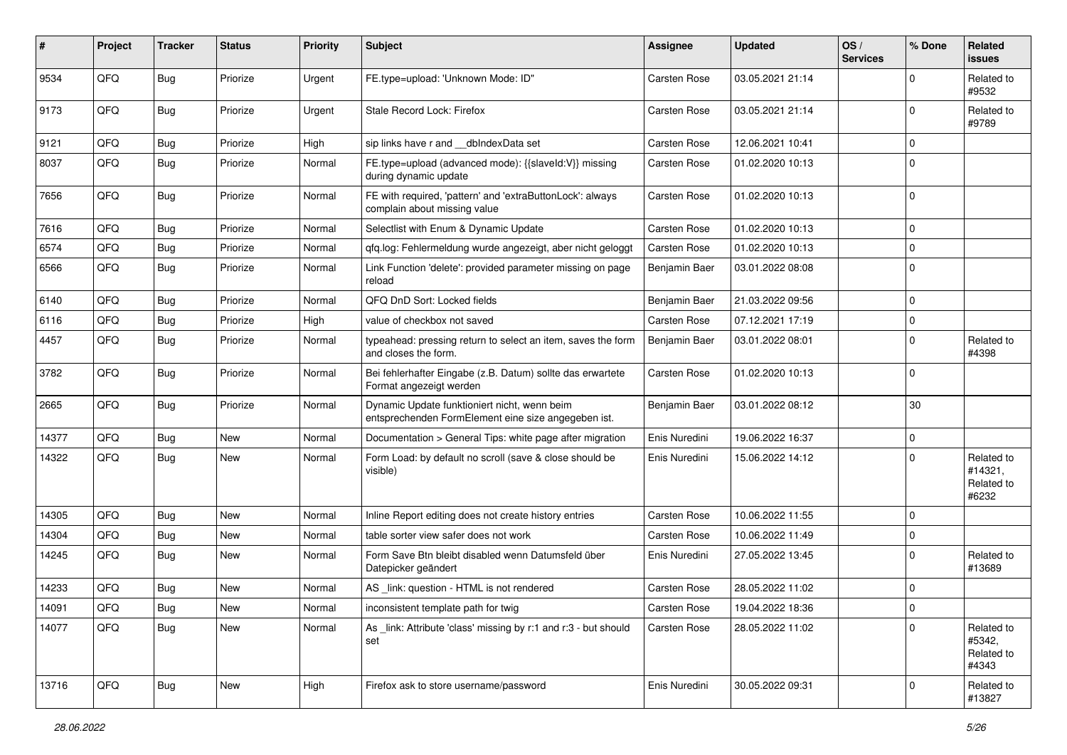| # | Project | Tracker | Status | Priority | Subject | Assignee | Updated | OS / Services | % Done | Related issues |
|---|---|---|---|---|---|---|---|---|---|---|
| 9534 | QFQ | Bug | Priorize | Urgent | FE.type=upload: 'Unknown Mode: ID" | Carsten Rose | 03.05.2021 21:14 | | 0 | Related to #9532 |
| 9173 | QFQ | Bug | Priorize | Urgent | Stale Record Lock: Firefox | Carsten Rose | 03.05.2021 21:14 | | 0 | Related to #9789 |
| 9121 | QFQ | Bug | Priorize | High | sip links have r and __dbIndexData set | Carsten Rose | 12.06.2021 10:41 | | 0 | |
| 8037 | QFQ | Bug | Priorize | Normal | FE.type=upload (advanced mode): {{slaveId:V}} missing during dynamic update | Carsten Rose | 01.02.2020 10:13 | | 0 | |
| 7656 | QFQ | Bug | Priorize | Normal | FE with required, 'pattern' and 'extraButtonLock': always complain about missing value | Carsten Rose | 01.02.2020 10:13 | | 0 | |
| 7616 | QFQ | Bug | Priorize | Normal | Selectlist with Enum & Dynamic Update | Carsten Rose | 01.02.2020 10:13 | | 0 | |
| 6574 | QFQ | Bug | Priorize | Normal | qfq.log: Fehlermeldung wurde angezeigt, aber nicht geloggt | Carsten Rose | 01.02.2020 10:13 | | 0 | |
| 6566 | QFQ | Bug | Priorize | Normal | Link Function 'delete': provided parameter missing on page reload | Benjamin Baer | 03.01.2022 08:08 | | 0 | |
| 6140 | QFQ | Bug | Priorize | Normal | QFQ DnD Sort: Locked fields | Benjamin Baer | 21.03.2022 09:56 | | 0 | |
| 6116 | QFQ | Bug | Priorize | High | value of checkbox not saved | Carsten Rose | 07.12.2021 17:19 | | 0 | |
| 4457 | QFQ | Bug | Priorize | Normal | typeahead: pressing return to select an item, saves the form and closes the form. | Benjamin Baer | 03.01.2022 08:01 | | 0 | Related to #4398 |
| 3782 | QFQ | Bug | Priorize | Normal | Bei fehlerhafter Eingabe (z.B. Datum) sollte das erwartete Format angezeigt werden | Carsten Rose | 01.02.2020 10:13 | | 0 | |
| 2665 | QFQ | Bug | Priorize | Normal | Dynamic Update funktioniert nicht, wenn beim entsprechenden FormElement eine size angegeben ist. | Benjamin Baer | 03.01.2022 08:12 | | 30 | |
| 14377 | QFQ | Bug | New | Normal | Documentation > General Tips: white page after migration | Enis Nuredini | 19.06.2022 16:37 | | 0 | |
| 14322 | QFQ | Bug | New | Normal | Form Load: by default no scroll (save & close should be visible) | Enis Nuredini | 15.06.2022 14:12 | | 0 | Related to #14321, Related to #6232 |
| 14305 | QFQ | Bug | New | Normal | Inline Report editing does not create history entries | Carsten Rose | 10.06.2022 11:55 | | 0 | |
| 14304 | QFQ | Bug | New | Normal | table sorter view safer does not work | Carsten Rose | 10.06.2022 11:49 | | 0 | |
| 14245 | QFQ | Bug | New | Normal | Form Save Btn bleibt disabled wenn Datumsfeld über Datepicker geändert | Enis Nuredini | 27.05.2022 13:45 | | 0 | Related to #13689 |
| 14233 | QFQ | Bug | New | Normal | AS _link: question - HTML is not rendered | Carsten Rose | 28.05.2022 11:02 | | 0 | |
| 14091 | QFQ | Bug | New | Normal | inconsistent template path for twig | Carsten Rose | 19.04.2022 18:36 | | 0 | |
| 14077 | QFQ | Bug | New | Normal | As _link: Attribute 'class' missing by r:1 and r:3 - but should set | Carsten Rose | 28.05.2022 11:02 | | 0 | Related to #5342, Related to #4343 |
| 13716 | QFQ | Bug | New | High | Firefox ask to store username/password | Enis Nuredini | 30.05.2022 09:31 | | 0 | Related to #13827 |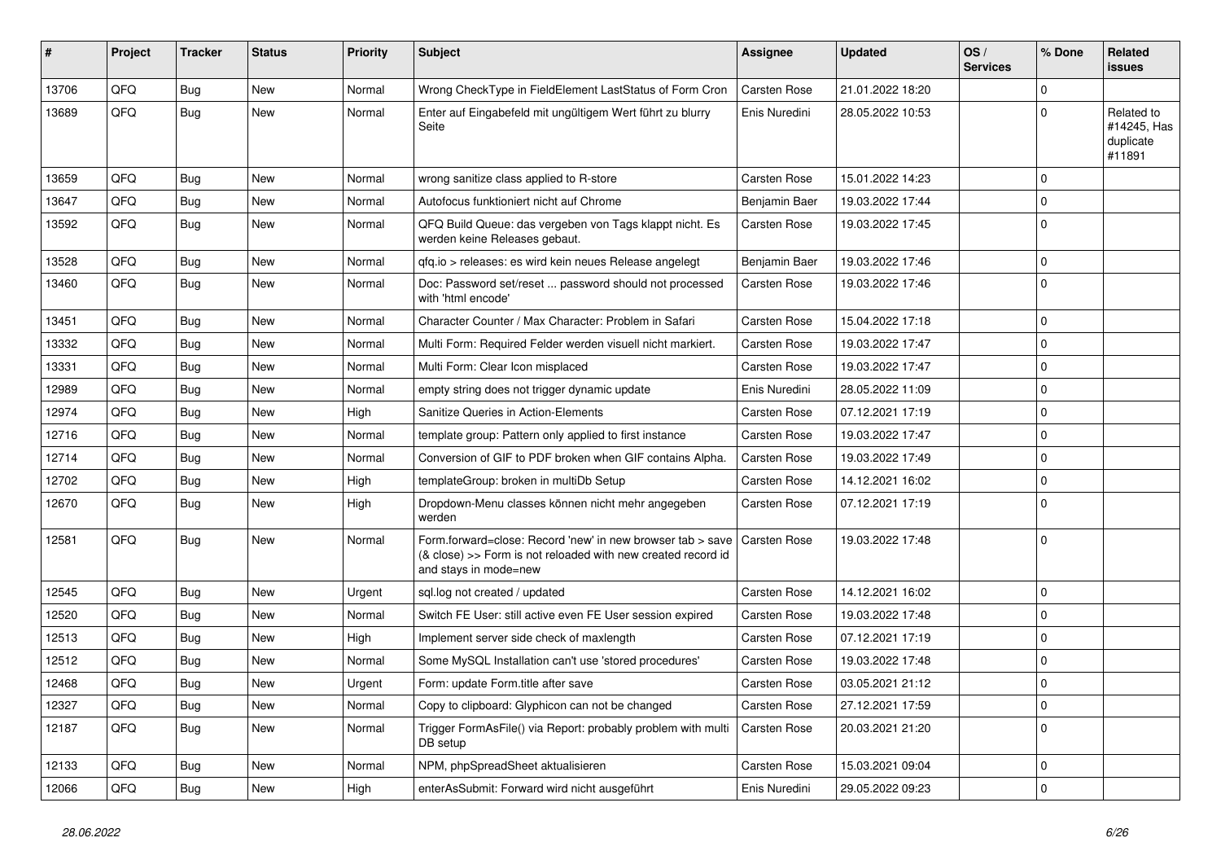| # | Project | Tracker | Status | Priority | Subject | Assignee | Updated | OS / Services | % Done | Related issues |
|---|---|---|---|---|---|---|---|---|---|---|
| 13706 | QFQ | Bug | New | Normal | Wrong CheckType in FieldElement LastStatus of Form Cron | Carsten Rose | 21.01.2022 18:20 | | 0 | |
| 13689 | QFQ | Bug | New | Normal | Enter auf Eingabefeld mit ungültigem Wert führt zu blurry Seite | Enis Nuredini | 28.05.2022 10:53 | | 0 | Related to #14245, Has duplicate #11891 |
| 13659 | QFQ | Bug | New | Normal | wrong sanitize class applied to R-store | Carsten Rose | 15.01.2022 14:23 | | 0 | |
| 13647 | QFQ | Bug | New | Normal | Autofocus funktioniert nicht auf Chrome | Benjamin Baer | 19.03.2022 17:44 | | 0 | |
| 13592 | QFQ | Bug | New | Normal | QFQ Build Queue: das vergeben von Tags klappt nicht. Es werden keine Releases gebaut. | Carsten Rose | 19.03.2022 17:45 | | 0 | |
| 13528 | QFQ | Bug | New | Normal | qfq.io > releases: es wird kein neues Release angelegt | Benjamin Baer | 19.03.2022 17:46 | | 0 | |
| 13460 | QFQ | Bug | New | Normal | Doc: Password set/reset ... password should not processed with 'html encode' | Carsten Rose | 19.03.2022 17:46 | | 0 | |
| 13451 | QFQ | Bug | New | Normal | Character Counter / Max Character: Problem in Safari | Carsten Rose | 15.04.2022 17:18 | | 0 | |
| 13332 | QFQ | Bug | New | Normal | Multi Form: Required Felder werden visuell nicht markiert. | Carsten Rose | 19.03.2022 17:47 | | 0 | |
| 13331 | QFQ | Bug | New | Normal | Multi Form: Clear Icon misplaced | Carsten Rose | 19.03.2022 17:47 | | 0 | |
| 12989 | QFQ | Bug | New | Normal | empty string does not trigger dynamic update | Enis Nuredini | 28.05.2022 11:09 | | 0 | |
| 12974 | QFQ | Bug | New | High | Sanitize Queries in Action-Elements | Carsten Rose | 07.12.2021 17:19 | | 0 | |
| 12716 | QFQ | Bug | New | Normal | template group: Pattern only applied to first instance | Carsten Rose | 19.03.2022 17:47 | | 0 | |
| 12714 | QFQ | Bug | New | Normal | Conversion of GIF to PDF broken when GIF contains Alpha. | Carsten Rose | 19.03.2022 17:49 | | 0 | |
| 12702 | QFQ | Bug | New | High | templateGroup: broken in multiDb Setup | Carsten Rose | 14.12.2021 16:02 | | 0 | |
| 12670 | QFQ | Bug | New | High | Dropdown-Menu classes können nicht mehr angegeben werden | Carsten Rose | 07.12.2021 17:19 | | 0 | |
| 12581 | QFQ | Bug | New | Normal | Form.forward=close: Record 'new' in new browser tab > save (& close) >> Form is not reloaded with new created record id and stays in mode=new | Carsten Rose | 19.03.2022 17:48 | | 0 | |
| 12545 | QFQ | Bug | New | Urgent | sql.log not created / updated | Carsten Rose | 14.12.2021 16:02 | | 0 | |
| 12520 | QFQ | Bug | New | Normal | Switch FE User: still active even FE User session expired | Carsten Rose | 19.03.2022 17:48 | | 0 | |
| 12513 | QFQ | Bug | New | High | Implement server side check of maxlength | Carsten Rose | 07.12.2021 17:19 | | 0 | |
| 12512 | QFQ | Bug | New | Normal | Some MySQL Installation can't use 'stored procedures' | Carsten Rose | 19.03.2022 17:48 | | 0 | |
| 12468 | QFQ | Bug | New | Urgent | Form: update Form.title after save | Carsten Rose | 03.05.2021 21:12 | | 0 | |
| 12327 | QFQ | Bug | New | Normal | Copy to clipboard: Glyphicon can not be changed | Carsten Rose | 27.12.2021 17:59 | | 0 | |
| 12187 | QFQ | Bug | New | Normal | Trigger FormAsFile() via Report: probably problem with multi DB setup | Carsten Rose | 20.03.2021 21:20 | | 0 | |
| 12133 | QFQ | Bug | New | Normal | NPM, phpSpreadSheet aktualisieren | Carsten Rose | 15.03.2021 09:04 | | 0 | |
| 12066 | QFQ | Bug | New | High | enterAsSubmit: Forward wird nicht ausgeführt | Enis Nuredini | 29.05.2022 09:23 | | 0 | |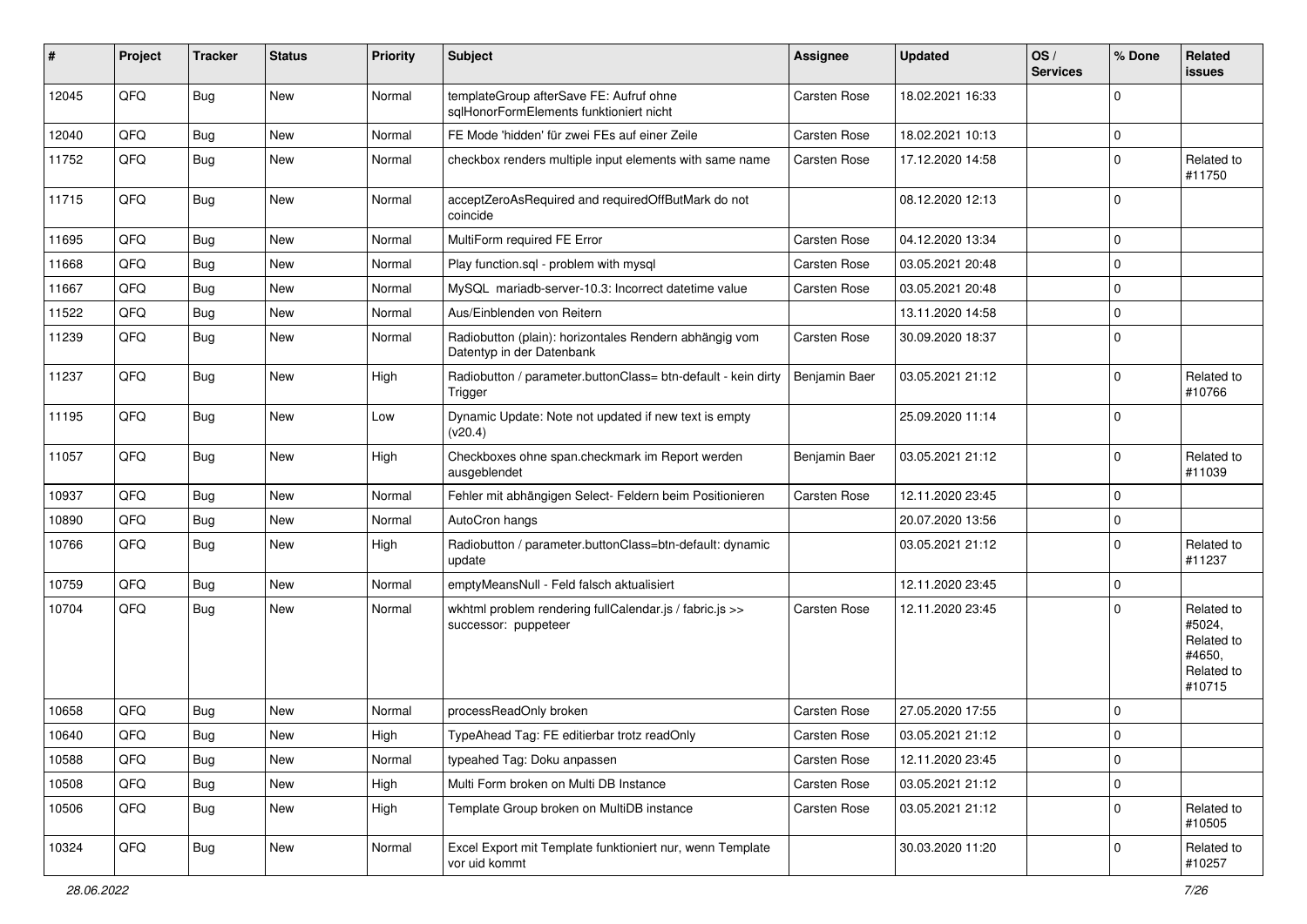| # | Project | Tracker | Status | Priority | Subject | Assignee | Updated | OS / Services | % Done | Related issues |
|---|---|---|---|---|---|---|---|---|---|---|
| 12045 | QFQ | Bug | New | Normal | templateGroup afterSave FE: Aufruf ohne sqlHonorFormElements funktioniert nicht | Carsten Rose | 18.02.2021 16:33 | | 0 | |
| 12040 | QFQ | Bug | New | Normal | FE Mode 'hidden' für zwei FEs auf einer Zeile | Carsten Rose | 18.02.2021 10:13 | | 0 | |
| 11752 | QFQ | Bug | New | Normal | checkbox renders multiple input elements with same name | Carsten Rose | 17.12.2020 14:58 | | 0 | Related to #11750 |
| 11715 | QFQ | Bug | New | Normal | acceptZeroAsRequired and requiredOffButMark do not coincide | | 08.12.2020 12:13 | | 0 | |
| 11695 | QFQ | Bug | New | Normal | MultiForm required FE Error | Carsten Rose | 04.12.2020 13:34 | | 0 | |
| 11668 | QFQ | Bug | New | Normal | Play function.sql - problem with mysql | Carsten Rose | 03.05.2021 20:48 | | 0 | |
| 11667 | QFQ | Bug | New | Normal | MySQL mariadb-server-10.3: Incorrect datetime value | Carsten Rose | 03.05.2021 20:48 | | 0 | |
| 11522 | QFQ | Bug | New | Normal | Aus/Einblenden von Reitern | | 13.11.2020 14:58 | | 0 | |
| 11239 | QFQ | Bug | New | Normal | Radiobutton (plain): horizontales Rendern abhängig vom Datentyp in der Datenbank | Carsten Rose | 30.09.2020 18:37 | | 0 | |
| 11237 | QFQ | Bug | New | High | Radiobutton / parameter.buttonClass= btn-default - kein dirty Trigger | Benjamin Baer | 03.05.2021 21:12 | | 0 | Related to #10766 |
| 11195 | QFQ | Bug | New | Low | Dynamic Update: Note not updated if new text is empty (v20.4) | | 25.09.2020 11:14 | | 0 | |
| 11057 | QFQ | Bug | New | High | Checkboxes ohne span.checkmark im Report werden ausgeblendet | Benjamin Baer | 03.05.2021 21:12 | | 0 | Related to #11039 |
| 10937 | QFQ | Bug | New | Normal | Fehler mit abhängigen Select- Feldern beim Positionieren | Carsten Rose | 12.11.2020 23:45 | | 0 | |
| 10890 | QFQ | Bug | New | Normal | AutoCron hangs | | 20.07.2020 13:56 | | 0 | |
| 10766 | QFQ | Bug | New | High | Radiobutton / parameter.buttonClass=btn-default: dynamic update | | 03.05.2021 21:12 | | 0 | Related to #11237 |
| 10759 | QFQ | Bug | New | Normal | emptyMeansNull - Feld falsch aktualisiert | | 12.11.2020 23:45 | | 0 | |
| 10704 | QFQ | Bug | New | Normal | wkhtml problem rendering fullCalendar.js / fabric.js >> successor: puppeteer | Carsten Rose | 12.11.2020 23:45 | | 0 | Related to #5024, Related to #4650, Related to #10715 |
| 10658 | QFQ | Bug | New | Normal | processReadOnly broken | Carsten Rose | 27.05.2020 17:55 | | 0 | |
| 10640 | QFQ | Bug | New | High | TypeAhead Tag: FE editierbar trotz readOnly | Carsten Rose | 03.05.2021 21:12 | | 0 | |
| 10588 | QFQ | Bug | New | Normal | typeahed Tag: Doku anpassen | Carsten Rose | 12.11.2020 23:45 | | 0 | |
| 10508 | QFQ | Bug | New | High | Multi Form broken on Multi DB Instance | Carsten Rose | 03.05.2021 21:12 | | 0 | |
| 10506 | QFQ | Bug | New | High | Template Group broken on MultiDB instance | Carsten Rose | 03.05.2021 21:12 | | 0 | Related to #10505 |
| 10324 | QFQ | Bug | New | Normal | Excel Export mit Template funktioniert nur, wenn Template vor uid kommt | | 30.03.2020 11:20 | | 0 | Related to #10257 |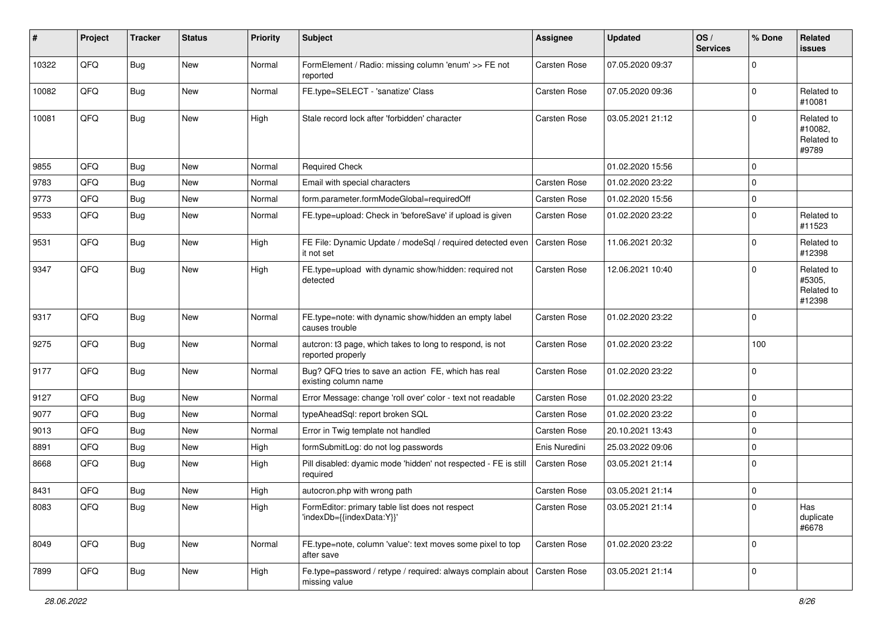| # | Project | Tracker | Status | Priority | Subject | Assignee | Updated | OS / Services | % Done | Related issues |
|---|---|---|---|---|---|---|---|---|---|---|
| 10322 | QFQ | Bug | New | Normal | FormElement / Radio: missing column 'enum' >> FE not reported | Carsten Rose | 07.05.2020 09:37 | | 0 | |
| 10082 | QFQ | Bug | New | Normal | FE.type=SELECT - 'sanatize' Class | Carsten Rose | 07.05.2020 09:36 | | 0 | Related to #10081 |
| 10081 | QFQ | Bug | New | High | Stale record lock after 'forbidden' character | Carsten Rose | 03.05.2021 21:12 | | 0 | Related to #10082, Related to #9789 |
| 9855 | QFQ | Bug | New | Normal | Required Check | | 01.02.2020 15:56 | | 0 | |
| 9783 | QFQ | Bug | New | Normal | Email with special characters | Carsten Rose | 01.02.2020 23:22 | | 0 | |
| 9773 | QFQ | Bug | New | Normal | form.parameter.formModeGlobal=requiredOff | Carsten Rose | 01.02.2020 15:56 | | 0 | |
| 9533 | QFQ | Bug | New | Normal | FE.type=upload: Check in 'beforeSave' if upload is given | Carsten Rose | 01.02.2020 23:22 | | 0 | Related to #11523 |
| 9531 | QFQ | Bug | New | High | FE File: Dynamic Update / modeSql / required detected even it not set | Carsten Rose | 11.06.2021 20:32 | | 0 | Related to #12398 |
| 9347 | QFQ | Bug | New | High | FE.type=upload with dynamic show/hidden: required not detected | Carsten Rose | 12.06.2021 10:40 | | 0 | Related to #5305, Related to #12398 |
| 9317 | QFQ | Bug | New | Normal | FE.type=note: with dynamic show/hidden an empty label causes trouble | Carsten Rose | 01.02.2020 23:22 | | 0 | |
| 9275 | QFQ | Bug | New | Normal | autcron: t3 page, which takes to long to respond, is not reported properly | Carsten Rose | 01.02.2020 23:22 | | 100 | |
| 9177 | QFQ | Bug | New | Normal | Bug? QFQ tries to save an action FE, which has real existing column name | Carsten Rose | 01.02.2020 23:22 | | 0 | |
| 9127 | QFQ | Bug | New | Normal | Error Message: change 'roll over' color - text not readable | Carsten Rose | 01.02.2020 23:22 | | 0 | |
| 9077 | QFQ | Bug | New | Normal | typeAheadSql: report broken SQL | Carsten Rose | 01.02.2020 23:22 | | 0 | |
| 9013 | QFQ | Bug | New | Normal | Error in Twig template not handled | Carsten Rose | 20.10.2021 13:43 | | 0 | |
| 8891 | QFQ | Bug | New | High | formSubmitLog: do not log passwords | Enis Nuredini | 25.03.2022 09:06 | | 0 | |
| 8668 | QFQ | Bug | New | High | Pill disabled: dyamic mode 'hidden' not respected - FE is still required | Carsten Rose | 03.05.2021 21:14 | | 0 | |
| 8431 | QFQ | Bug | New | High | autocron.php with wrong path | Carsten Rose | 03.05.2021 21:14 | | 0 | |
| 8083 | QFQ | Bug | New | High | FormEditor: primary table list does not respect 'indexDb={{indexData:Y}}' | Carsten Rose | 03.05.2021 21:14 | | 0 | Has duplicate #6678 |
| 8049 | QFQ | Bug | New | Normal | FE.type=note, column 'value': text moves some pixel to top after save | Carsten Rose | 01.02.2020 23:22 | | 0 | |
| 7899 | QFQ | Bug | New | High | Fe.type=password / retype / required: always complain about missing value | Carsten Rose | 03.05.2021 21:14 | | 0 | |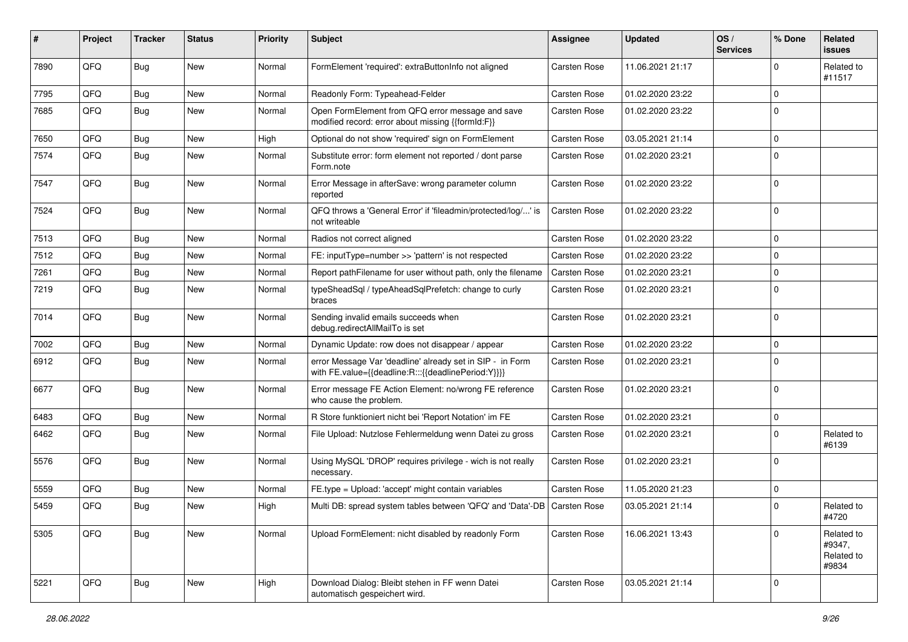| # | Project | Tracker | Status | Priority | Subject | Assignee | Updated | OS / Services | % Done | Related issues |
|---|---|---|---|---|---|---|---|---|---|---|
| 7890 | QFQ | Bug | New | Normal | FormElement 'required': extraButtonInfo not aligned | Carsten Rose | 11.06.2021 21:17 | | 0 | Related to #11517 |
| 7795 | QFQ | Bug | New | Normal | Readonly Form: Typeahead-Felder | Carsten Rose | 01.02.2020 23:22 | | 0 | |
| 7685 | QFQ | Bug | New | Normal | Open FormElement from QFQ error message and save modified record: error about missing {{formId:F}} | Carsten Rose | 01.02.2020 23:22 | | 0 | |
| 7650 | QFQ | Bug | New | High | Optional do not show 'required' sign on FormElement | Carsten Rose | 03.05.2021 21:14 | | 0 | |
| 7574 | QFQ | Bug | New | Normal | Substitute error: form element not reported / dont parse Form.note | Carsten Rose | 01.02.2020 23:21 | | 0 | |
| 7547 | QFQ | Bug | New | Normal | Error Message in afterSave: wrong parameter column reported | Carsten Rose | 01.02.2020 23:22 | | 0 | |
| 7524 | QFQ | Bug | New | Normal | QFQ throws a 'General Error' if 'fileadmin/protected/log/...' is not writeable | Carsten Rose | 01.02.2020 23:22 | | 0 | |
| 7513 | QFQ | Bug | New | Normal | Radios not correct aligned | Carsten Rose | 01.02.2020 23:22 | | 0 | |
| 7512 | QFQ | Bug | New | Normal | FE: inputType=number >> 'pattern' is not respected | Carsten Rose | 01.02.2020 23:22 | | 0 | |
| 7261 | QFQ | Bug | New | Normal | Report pathFilename for user without path, only the filename | Carsten Rose | 01.02.2020 23:21 | | 0 | |
| 7219 | QFQ | Bug | New | Normal | typeSheadSql / typeAheadSqlPrefetch: change to curly braces | Carsten Rose | 01.02.2020 23:21 | | 0 | |
| 7014 | QFQ | Bug | New | Normal | Sending invalid emails succeeds when debug.redirectAllMailTo is set | Carsten Rose | 01.02.2020 23:21 | | 0 | |
| 7002 | QFQ | Bug | New | Normal | Dynamic Update: row does not disappear / appear | Carsten Rose | 01.02.2020 23:22 | | 0 | |
| 6912 | QFQ | Bug | New | Normal | error Message Var 'deadline' already set in SIP - in Form with FE.value={{deadline:R:::{{deadlinePeriod:Y}}}} | Carsten Rose | 01.02.2020 23:21 | | 0 | |
| 6677 | QFQ | Bug | New | Normal | Error message FE Action Element: no/wrong FE reference who cause the problem. | Carsten Rose | 01.02.2020 23:21 | | 0 | |
| 6483 | QFQ | Bug | New | Normal | R Store funktioniert nicht bei 'Report Notation' im FE | Carsten Rose | 01.02.2020 23:21 | | 0 | |
| 6462 | QFQ | Bug | New | Normal | File Upload: Nutzlose Fehlermeldung wenn Datei zu gross | Carsten Rose | 01.02.2020 23:21 | | 0 | Related to #6139 |
| 5576 | QFQ | Bug | New | Normal | Using MySQL 'DROP' requires privilege - wich is not really necessary. | Carsten Rose | 01.02.2020 23:21 | | 0 | |
| 5559 | QFQ | Bug | New | Normal | FE.type = Upload: 'accept' might contain variables | Carsten Rose | 11.05.2020 21:23 | | 0 | |
| 5459 | QFQ | Bug | New | High | Multi DB: spread system tables between 'QFQ' and 'Data'-DB | Carsten Rose | 03.05.2021 21:14 | | 0 | Related to #4720 |
| 5305 | QFQ | Bug | New | Normal | Upload FormElement: nicht disabled by readonly Form | Carsten Rose | 16.06.2021 13:43 | | 0 | Related to #9347, Related to #9834 |
| 5221 | QFQ | Bug | New | High | Download Dialog: Bleibt stehen in FF wenn Datei automatisch gespeichert wird. | Carsten Rose | 03.05.2021 21:14 | | 0 | |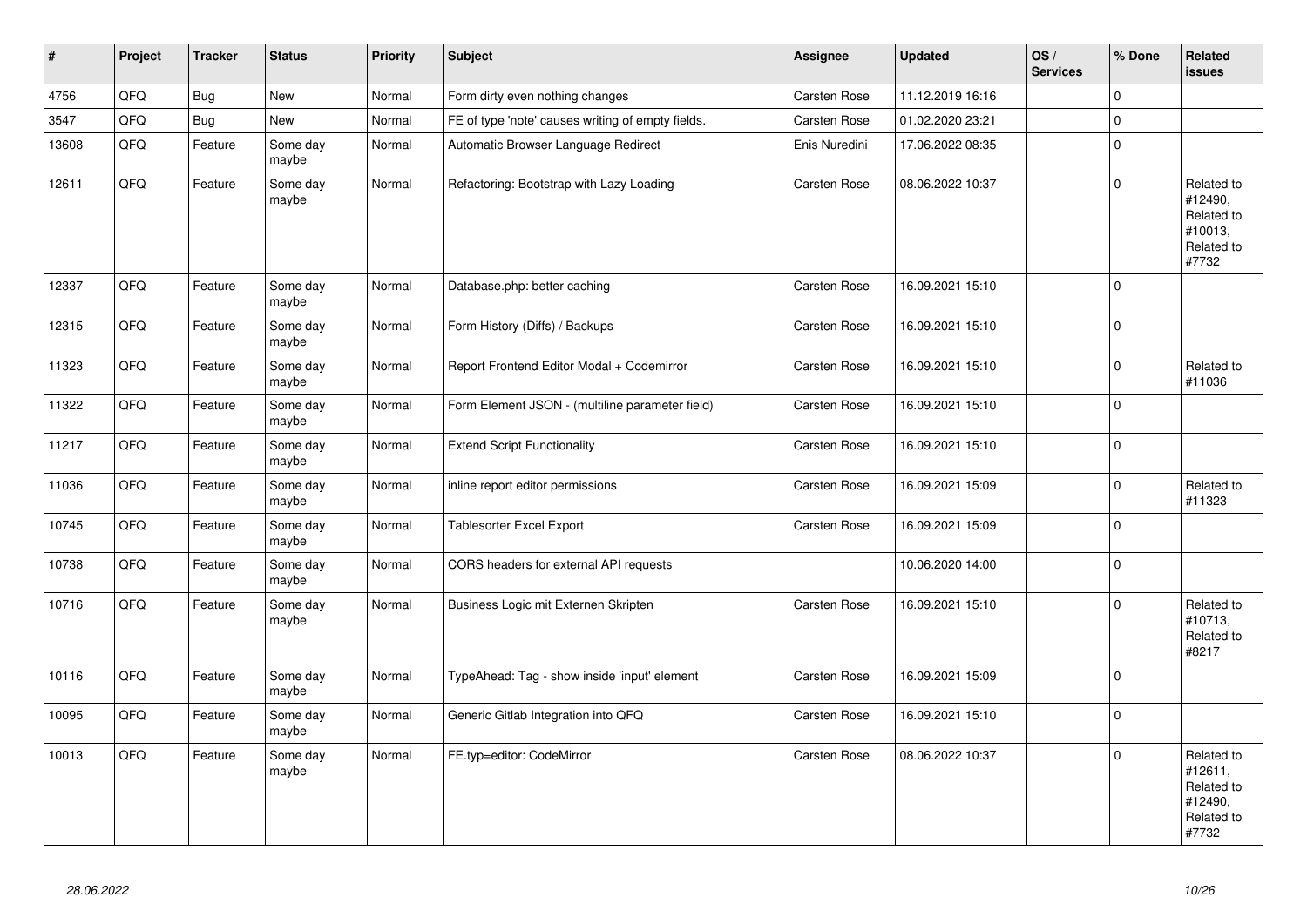| # | Project | Tracker | Status | Priority | Subject | Assignee | Updated | OS / Services | % Done | Related issues |
|---|---|---|---|---|---|---|---|---|---|---|
| 4756 | QFQ | Bug | New | Normal | Form dirty even nothing changes | Carsten Rose | 11.12.2019 16:16 | | 0 | |
| 3547 | QFQ | Bug | New | Normal | FE of type 'note' causes writing of empty fields. | Carsten Rose | 01.02.2020 23:21 | | 0 | |
| 13608 | QFQ | Feature | Some day maybe | Normal | Automatic Browser Language Redirect | Enis Nuredini | 17.06.2022 08:35 | | 0 | |
| 12611 | QFQ | Feature | Some day maybe | Normal | Refactoring: Bootstrap with Lazy Loading | Carsten Rose | 08.06.2022 10:37 | | 0 | Related to #12490, Related to #10013, Related to #7732 |
| 12337 | QFQ | Feature | Some day maybe | Normal | Database.php: better caching | Carsten Rose | 16.09.2021 15:10 | | 0 | |
| 12315 | QFQ | Feature | Some day maybe | Normal | Form History (Diffs) / Backups | Carsten Rose | 16.09.2021 15:10 | | 0 | |
| 11323 | QFQ | Feature | Some day maybe | Normal | Report Frontend Editor Modal + Codemirror | Carsten Rose | 16.09.2021 15:10 | | 0 | Related to #11036 |
| 11322 | QFQ | Feature | Some day maybe | Normal | Form Element JSON - (multiline parameter field) | Carsten Rose | 16.09.2021 15:10 | | 0 | |
| 11217 | QFQ | Feature | Some day maybe | Normal | Extend Script Functionality | Carsten Rose | 16.09.2021 15:10 | | 0 | |
| 11036 | QFQ | Feature | Some day maybe | Normal | inline report editor permissions | Carsten Rose | 16.09.2021 15:09 | | 0 | Related to #11323 |
| 10745 | QFQ | Feature | Some day maybe | Normal | Tablesorter Excel Export | Carsten Rose | 16.09.2021 15:09 | | 0 | |
| 10738 | QFQ | Feature | Some day maybe | Normal | CORS headers for external API requests | | 10.06.2020 14:00 | | 0 | |
| 10716 | QFQ | Feature | Some day maybe | Normal | Business Logic mit Externen Skripten | Carsten Rose | 16.09.2021 15:10 | | 0 | Related to #10713, Related to #8217 |
| 10116 | QFQ | Feature | Some day maybe | Normal | TypeAhead: Tag - show inside 'input' element | Carsten Rose | 16.09.2021 15:09 | | 0 | |
| 10095 | QFQ | Feature | Some day maybe | Normal | Generic Gitlab Integration into QFQ | Carsten Rose | 16.09.2021 15:10 | | 0 | |
| 10013 | QFQ | Feature | Some day maybe | Normal | FE.typ=editor: CodeMirror | Carsten Rose | 08.06.2022 10:37 | | 0 | Related to #12611, Related to #12490, Related to #7732 |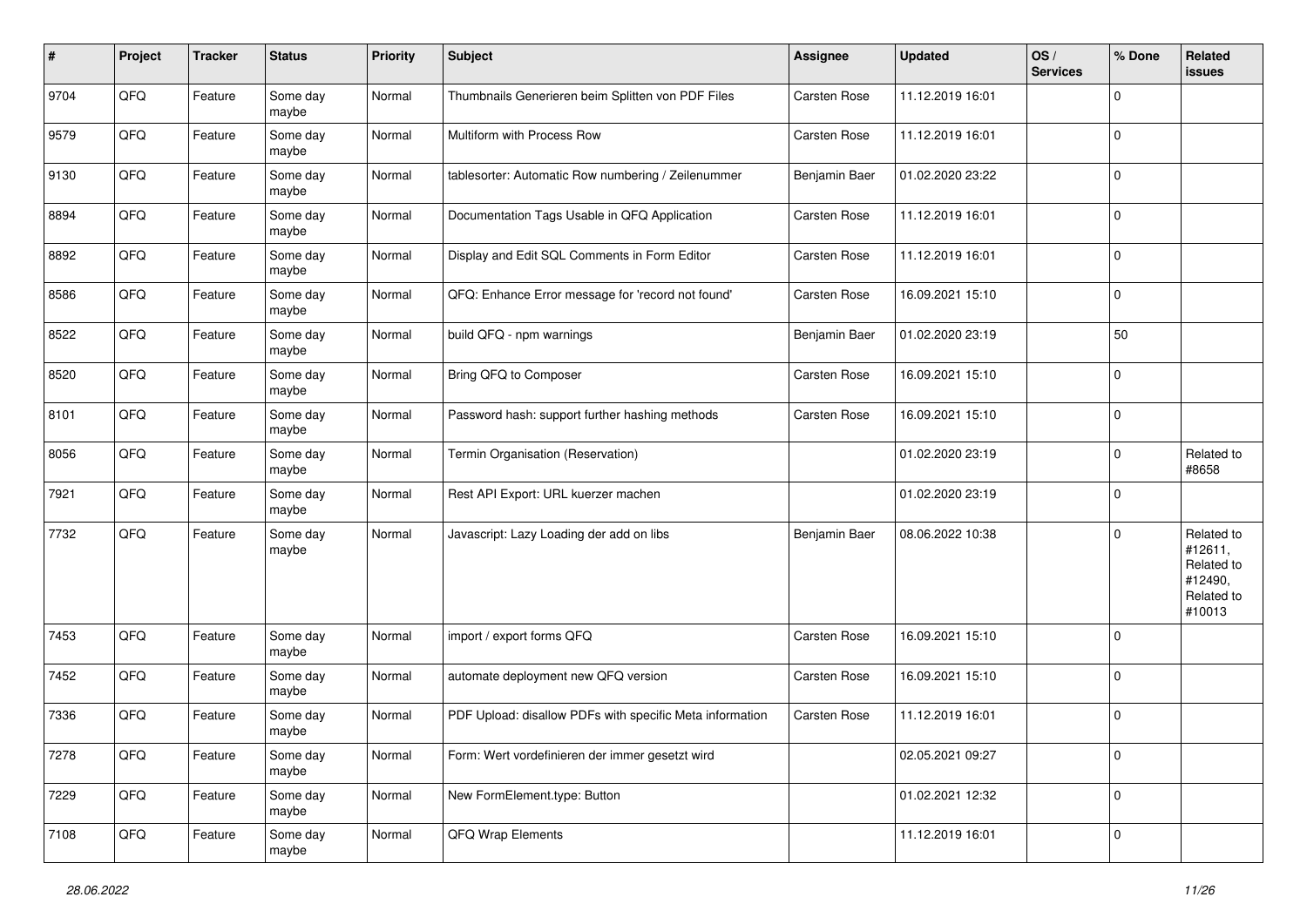| # | Project | Tracker | Status | Priority | Subject | Assignee | Updated | OS / Services | % Done | Related issues |
|---|---|---|---|---|---|---|---|---|---|---|
| 9704 | QFQ | Feature | Some day maybe | Normal | Thumbnails Generieren beim Splitten von PDF Files | Carsten Rose | 11.12.2019 16:01 | | 0 | |
| 9579 | QFQ | Feature | Some day maybe | Normal | Multiform with Process Row | Carsten Rose | 11.12.2019 16:01 | | 0 | |
| 9130 | QFQ | Feature | Some day maybe | Normal | tablesorter: Automatic Row numbering / Zeilenummer | Benjamin Baer | 01.02.2020 23:22 | | 0 | |
| 8894 | QFQ | Feature | Some day maybe | Normal | Documentation Tags Usable in QFQ Application | Carsten Rose | 11.12.2019 16:01 | | 0 | |
| 8892 | QFQ | Feature | Some day maybe | Normal | Display and Edit SQL Comments in Form Editor | Carsten Rose | 11.12.2019 16:01 | | 0 | |
| 8586 | QFQ | Feature | Some day maybe | Normal | QFQ: Enhance Error message for 'record not found' | Carsten Rose | 16.09.2021 15:10 | | 0 | |
| 8522 | QFQ | Feature | Some day maybe | Normal | build QFQ - npm warnings | Benjamin Baer | 01.02.2020 23:19 | | 50 | |
| 8520 | QFQ | Feature | Some day maybe | Normal | Bring QFQ to Composer | Carsten Rose | 16.09.2021 15:10 | | 0 | |
| 8101 | QFQ | Feature | Some day maybe | Normal | Password hash: support further hashing methods | Carsten Rose | 16.09.2021 15:10 | | 0 | |
| 8056 | QFQ | Feature | Some day maybe | Normal | Termin Organisation (Reservation) | | 01.02.2020 23:19 | | 0 | Related to #8658 |
| 7921 | QFQ | Feature | Some day maybe | Normal | Rest API Export: URL kuerzer machen | | 01.02.2020 23:19 | | 0 | |
| 7732 | QFQ | Feature | Some day maybe | Normal | Javascript: Lazy Loading der add on libs | Benjamin Baer | 08.06.2022 10:38 | | 0 | Related to #12611, Related to #12490, Related to #10013 |
| 7453 | QFQ | Feature | Some day maybe | Normal | import / export forms QFQ | Carsten Rose | 16.09.2021 15:10 | | 0 | |
| 7452 | QFQ | Feature | Some day maybe | Normal | automate deployment new QFQ version | Carsten Rose | 16.09.2021 15:10 | | 0 | |
| 7336 | QFQ | Feature | Some day maybe | Normal | PDF Upload: disallow PDFs with specific Meta information | Carsten Rose | 11.12.2019 16:01 | | 0 | |
| 7278 | QFQ | Feature | Some day maybe | Normal | Form: Wert vordefinieren der immer gesetzt wird | | 02.05.2021 09:27 | | 0 | |
| 7229 | QFQ | Feature | Some day maybe | Normal | New FormElement.type: Button | | 01.02.2021 12:32 | | 0 | |
| 7108 | QFQ | Feature | Some day maybe | Normal | QFQ Wrap Elements | | 11.12.2019 16:01 | | 0 | |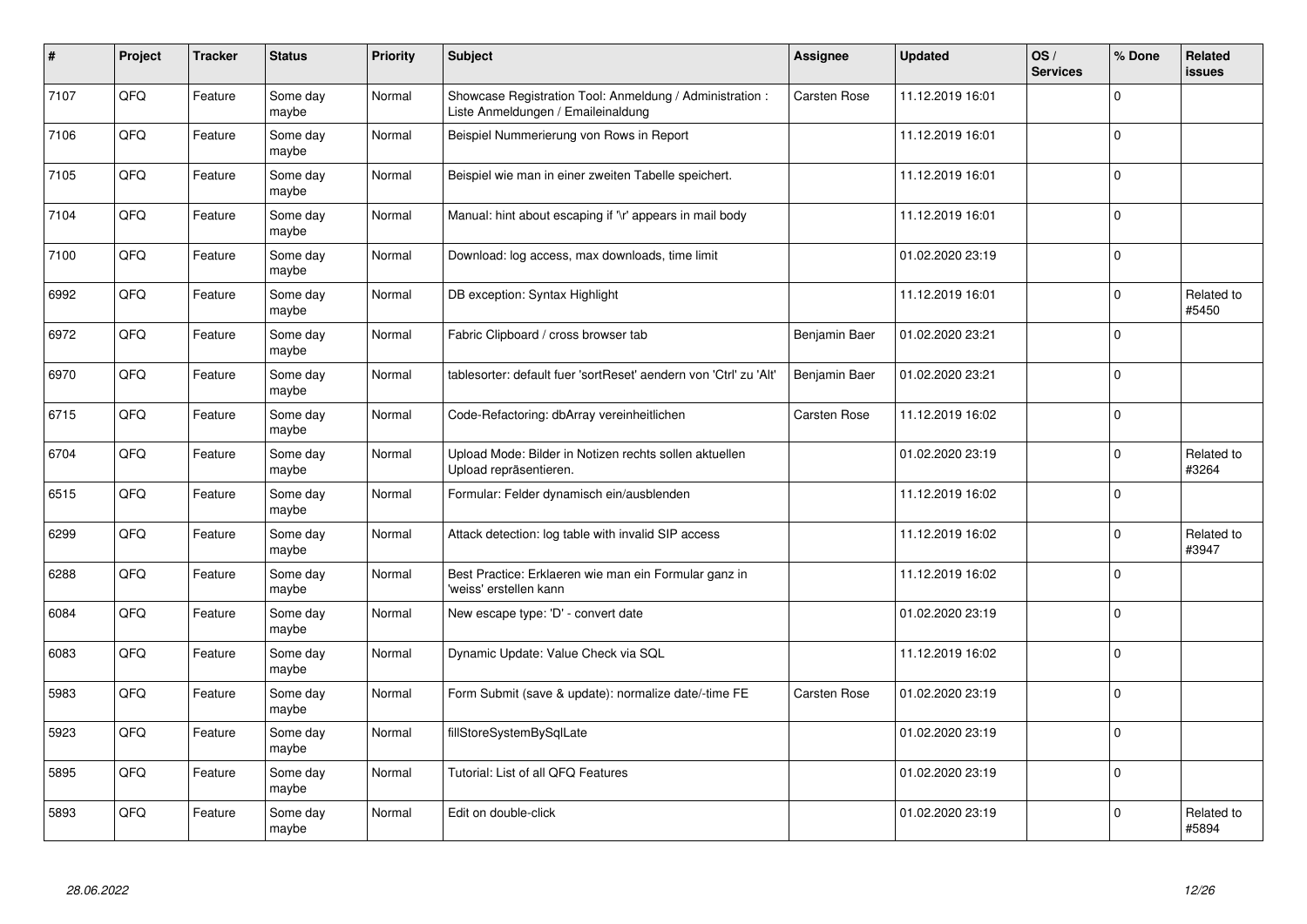| # | Project | Tracker | Status | Priority | Subject | Assignee | Updated | OS / Services | % Done | Related issues |
|---|---|---|---|---|---|---|---|---|---|---|
| 7107 | QFQ | Feature | Some day maybe | Normal | Showcase Registration Tool: Anmeldung / Administration : Liste Anmeldungen / Emaileinaldung | Carsten Rose | 11.12.2019 16:01 | | 0 | |
| 7106 | QFQ | Feature | Some day maybe | Normal | Beispiel Nummerierung von Rows in Report | | 11.12.2019 16:01 | | 0 | |
| 7105 | QFQ | Feature | Some day maybe | Normal | Beispiel wie man in einer zweiten Tabelle speichert. | | 11.12.2019 16:01 | | 0 | |
| 7104 | QFQ | Feature | Some day maybe | Normal | Manual: hint about escaping if '\r' appears in mail body | | 11.12.2019 16:01 | | 0 | |
| 7100 | QFQ | Feature | Some day maybe | Normal | Download: log access, max downloads, time limit | | 01.02.2020 23:19 | | 0 | |
| 6992 | QFQ | Feature | Some day maybe | Normal | DB exception: Syntax Highlight | | 11.12.2019 16:01 | | 0 | Related to #5450 |
| 6972 | QFQ | Feature | Some day maybe | Normal | Fabric Clipboard / cross browser tab | Benjamin Baer | 01.02.2020 23:21 | | 0 | |
| 6970 | QFQ | Feature | Some day maybe | Normal | tablesorter: default fuer 'sortReset' aendern von 'Ctrl' zu 'Alt' | Benjamin Baer | 01.02.2020 23:21 | | 0 | |
| 6715 | QFQ | Feature | Some day maybe | Normal | Code-Refactoring: dbArray vereinheitlichen | Carsten Rose | 11.12.2019 16:02 | | 0 | |
| 6704 | QFQ | Feature | Some day maybe | Normal | Upload Mode: Bilder in Notizen rechts sollen aktuellen Upload repräsentieren. | | 01.02.2020 23:19 | | 0 | Related to #3264 |
| 6515 | QFQ | Feature | Some day maybe | Normal | Formular: Felder dynamisch ein/ausblenden | | 11.12.2019 16:02 | | 0 | |
| 6299 | QFQ | Feature | Some day maybe | Normal | Attack detection: log table with invalid SIP access | | 11.12.2019 16:02 | | 0 | Related to #3947 |
| 6288 | QFQ | Feature | Some day maybe | Normal | Best Practice: Erklaeren wie man ein Formular ganz in 'weiss' erstellen kann | | 11.12.2019 16:02 | | 0 | |
| 6084 | QFQ | Feature | Some day maybe | Normal | New escape type: 'D' - convert date | | 01.02.2020 23:19 | | 0 | |
| 6083 | QFQ | Feature | Some day maybe | Normal | Dynamic Update: Value Check via SQL | | 11.12.2019 16:02 | | 0 | |
| 5983 | QFQ | Feature | Some day maybe | Normal | Form Submit (save & update): normalize date/-time FE | Carsten Rose | 01.02.2020 23:19 | | 0 | |
| 5923 | QFQ | Feature | Some day maybe | Normal | fillStoreSystemBySqlLate | | 01.02.2020 23:19 | | 0 | |
| 5895 | QFQ | Feature | Some day maybe | Normal | Tutorial: List of all QFQ Features | | 01.02.2020 23:19 | | 0 | |
| 5893 | QFQ | Feature | Some day maybe | Normal | Edit on double-click | | 01.02.2020 23:19 | | 0 | Related to #5894 |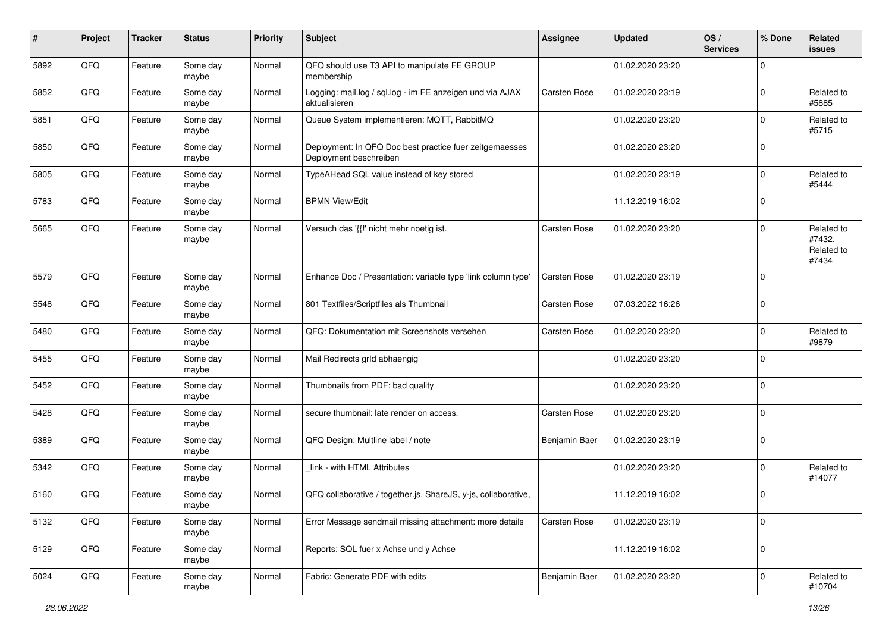| # | Project | Tracker | Status | Priority | Subject | Assignee | Updated | OS / Services | % Done | Related issues |
|---|---|---|---|---|---|---|---|---|---|---|
| 5892 | QFQ | Feature | Some day maybe | Normal | QFQ should use T3 API to manipulate FE GROUP membership | | 01.02.2020 23:20 | | 0 | |
| 5852 | QFQ | Feature | Some day maybe | Normal | Logging: mail.log / sql.log - im FE anzeigen und via AJAX aktualisieren | Carsten Rose | 01.02.2020 23:19 | | 0 | Related to #5885 |
| 5851 | QFQ | Feature | Some day maybe | Normal | Queue System implementieren: MQTT, RabbitMQ | | 01.02.2020 23:20 | | 0 | Related to #5715 |
| 5850 | QFQ | Feature | Some day maybe | Normal | Deployment: In QFQ Doc best practice fuer zeitgemaesses Deployment beschreiben | | 01.02.2020 23:20 | | 0 | |
| 5805 | QFQ | Feature | Some day maybe | Normal | TypeAHead SQL value instead of key stored | | 01.02.2020 23:19 | | 0 | Related to #5444 |
| 5783 | QFQ | Feature | Some day maybe | Normal | BPMN View/Edit | | 11.12.2019 16:02 | | 0 | |
| 5665 | QFQ | Feature | Some day maybe | Normal | Versuch das '{{!' nicht mehr noetig ist. | Carsten Rose | 01.02.2020 23:20 | | 0 | Related to #7432, Related to #7434 |
| 5579 | QFQ | Feature | Some day maybe | Normal | Enhance Doc / Presentation: variable type 'link column type' | Carsten Rose | 01.02.2020 23:19 | | 0 | |
| 5548 | QFQ | Feature | Some day maybe | Normal | 801 Textfiles/Scriptfiles als Thumbnail | Carsten Rose | 07.03.2022 16:26 | | 0 | |
| 5480 | QFQ | Feature | Some day maybe | Normal | QFQ: Dokumentation mit Screenshots versehen | Carsten Rose | 01.02.2020 23:20 | | 0 | Related to #9879 |
| 5455 | QFQ | Feature | Some day maybe | Normal | Mail Redirects grId abhaengig | | 01.02.2020 23:20 | | 0 | |
| 5452 | QFQ | Feature | Some day maybe | Normal | Thumbnails from PDF: bad quality | | 01.02.2020 23:20 | | 0 | |
| 5428 | QFQ | Feature | Some day maybe | Normal | secure thumbnail: late render on access. | Carsten Rose | 01.02.2020 23:20 | | 0 | |
| 5389 | QFQ | Feature | Some day maybe | Normal | QFQ Design: Multline label / note | Benjamin Baer | 01.02.2020 23:19 | | 0 | |
| 5342 | QFQ | Feature | Some day maybe | Normal | _link - with HTML Attributes | | 01.02.2020 23:20 | | 0 | Related to #14077 |
| 5160 | QFQ | Feature | Some day maybe | Normal | QFQ collaborative / together.js, ShareJS, y-js, collaborative, | | 11.12.2019 16:02 | | 0 | |
| 5132 | QFQ | Feature | Some day maybe | Normal | Error Message sendmail missing attachment: more details | Carsten Rose | 01.02.2020 23:19 | | 0 | |
| 5129 | QFQ | Feature | Some day maybe | Normal | Reports: SQL fuer x Achse und y Achse | | 11.12.2019 16:02 | | 0 | |
| 5024 | QFQ | Feature | Some day maybe | Normal | Fabric: Generate PDF with edits | Benjamin Baer | 01.02.2020 23:20 | | 0 | Related to #10704 |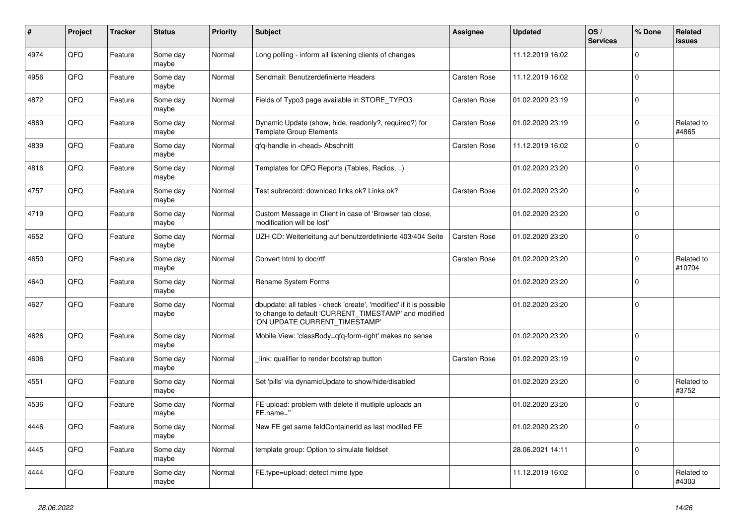| # | Project | Tracker | Status | Priority | Subject | Assignee | Updated | OS / Services | % Done | Related issues |
|---|---|---|---|---|---|---|---|---|---|---|
| 4974 | QFQ | Feature | Some day maybe | Normal | Long polling - inform all listening clients of changes | | 11.12.2019 16:02 | | 0 | |
| 4956 | QFQ | Feature | Some day maybe | Normal | Sendmail: Benutzerdefinierte Headers | Carsten Rose | 11.12.2019 16:02 | | 0 | |
| 4872 | QFQ | Feature | Some day maybe | Normal | Fields of Typo3 page available in STORE_TYPO3 | Carsten Rose | 01.02.2020 23:19 | | 0 | |
| 4869 | QFQ | Feature | Some day maybe | Normal | Dynamic Update (show, hide, readonly?, required?) for Template Group Elements | Carsten Rose | 01.02.2020 23:19 | | 0 | Related to #4865 |
| 4839 | QFQ | Feature | Some day maybe | Normal | qfq-handle in <head> Abschnitt | Carsten Rose | 11.12.2019 16:02 | | 0 | |
| 4816 | QFQ | Feature | Some day maybe | Normal | Templates for QFQ Reports (Tables, Radios, ..) | | 01.02.2020 23:20 | | 0 | |
| 4757 | QFQ | Feature | Some day maybe | Normal | Test subrecord: download links ok? Links ok? | Carsten Rose | 01.02.2020 23:20 | | 0 | |
| 4719 | QFQ | Feature | Some day maybe | Normal | Custom Message in Client in case of 'Browser tab close, modification will be lost' | | 01.02.2020 23:20 | | 0 | |
| 4652 | QFQ | Feature | Some day maybe | Normal | UZH CD: Weiterleitung auf benutzerdefinierte 403/404 Seite | Carsten Rose | 01.02.2020 23:20 | | 0 | |
| 4650 | QFQ | Feature | Some day maybe | Normal | Convert html to doc/rtf | Carsten Rose | 01.02.2020 23:20 | | 0 | Related to #10704 |
| 4640 | QFQ | Feature | Some day maybe | Normal | Rename System Forms | | 01.02.2020 23:20 | | 0 | |
| 4627 | QFQ | Feature | Some day maybe | Normal | dbupdate: all tables - check 'create', 'modified' if it is possible to change to default 'CURRENT_TIMESTAMP' and modified 'ON UPDATE CURRENT_TIMESTAMP' | | 01.02.2020 23:20 | | 0 | |
| 4626 | QFQ | Feature | Some day maybe | Normal | Mobile View: 'classBody=qfq-form-right' makes no sense | | 01.02.2020 23:20 | | 0 | |
| 4606 | QFQ | Feature | Some day maybe | Normal | _link: qualifier to render bootstrap button | Carsten Rose | 01.02.2020 23:19 | | 0 | |
| 4551 | QFQ | Feature | Some day maybe | Normal | Set 'pills' via dynamicUpdate to show/hide/disabled | | 01.02.2020 23:20 | | 0 | Related to #3752 |
| 4536 | QFQ | Feature | Some day maybe | Normal | FE upload: problem with delete if mutliple uploads an FE.name='' | | 01.02.2020 23:20 | | 0 | |
| 4446 | QFQ | Feature | Some day maybe | Normal | New FE get same feldContainerId as last modifed FE | | 01.02.2020 23:20 | | 0 | |
| 4445 | QFQ | Feature | Some day maybe | Normal | template group: Option to simulate fieldset | | 28.06.2021 14:11 | | 0 | |
| 4444 | QFQ | Feature | Some day maybe | Normal | FE.type=upload: detect mime type | | 11.12.2019 16:02 | | 0 | Related to #4303 |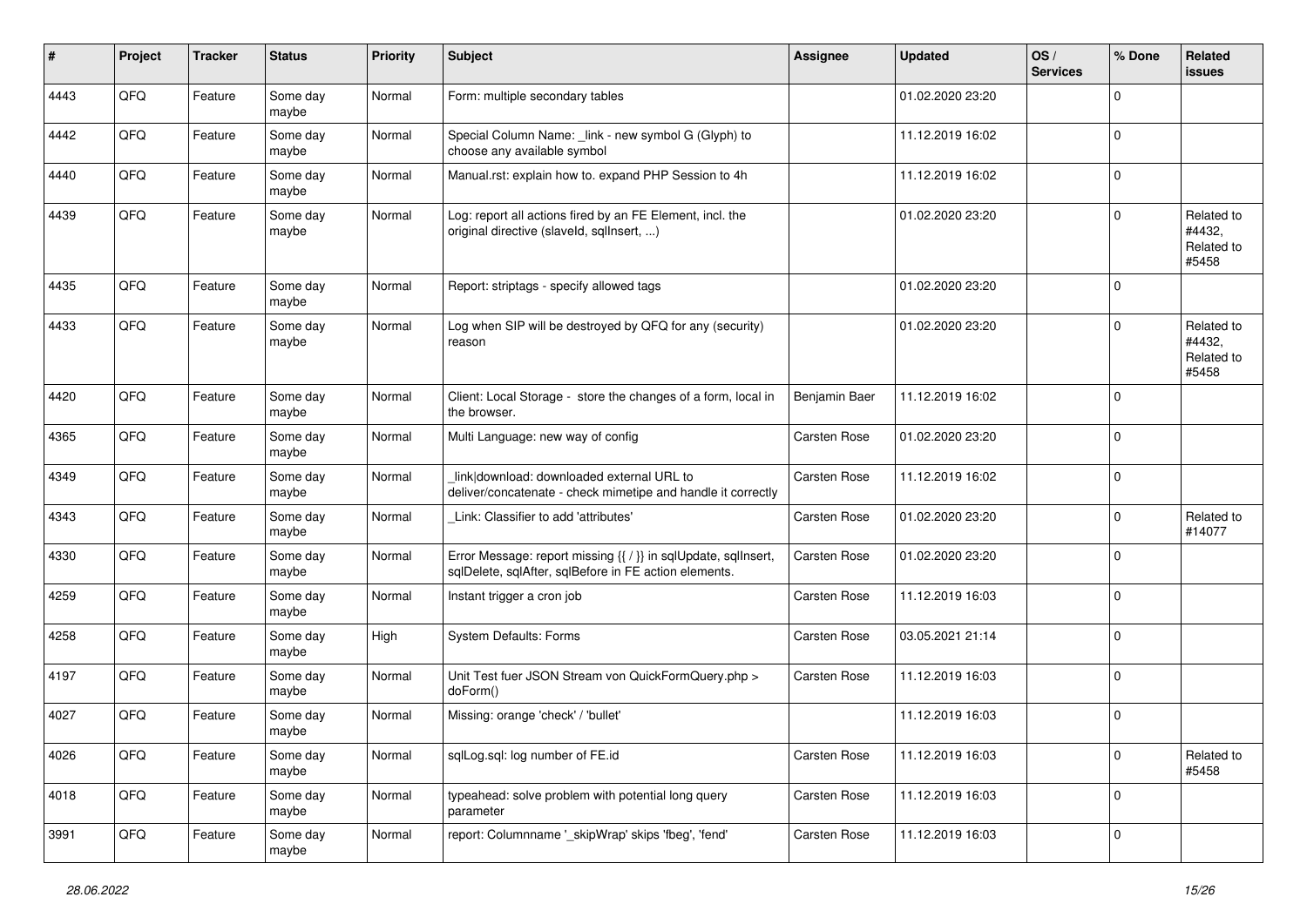| # | Project | Tracker | Status | Priority | Subject | Assignee | Updated | OS / Services | % Done | Related issues |
|---|---|---|---|---|---|---|---|---|---|---|
| 4443 | QFQ | Feature | Some day maybe | Normal | Form: multiple secondary tables | | 01.02.2020 23:20 | | 0 | |
| 4442 | QFQ | Feature | Some day maybe | Normal | Special Column Name: _link - new symbol G (Glyph) to choose any available symbol | | 11.12.2019 16:02 | | 0 | |
| 4440 | QFQ | Feature | Some day maybe | Normal | Manual.rst: explain how to. expand PHP Session to 4h | | 11.12.2019 16:02 | | 0 | |
| 4439 | QFQ | Feature | Some day maybe | Normal | Log: report all actions fired by an FE Element, incl. the original directive (slaveId, sqlInsert, ...) | | 01.02.2020 23:20 | | 0 | Related to #4432, Related to #5458 |
| 4435 | QFQ | Feature | Some day maybe | Normal | Report: striptags - specify allowed tags | | 01.02.2020 23:20 | | 0 | |
| 4433 | QFQ | Feature | Some day maybe | Normal | Log when SIP will be destroyed by QFQ for any (security) reason | | 01.02.2020 23:20 | | 0 | Related to #4432, Related to #5458 |
| 4420 | QFQ | Feature | Some day maybe | Normal | Client: Local Storage - store the changes of a form, local in the browser. | Benjamin Baer | 11.12.2019 16:02 | | 0 | |
| 4365 | QFQ | Feature | Some day maybe | Normal | Multi Language: new way of config | Carsten Rose | 01.02.2020 23:20 | | 0 | |
| 4349 | QFQ | Feature | Some day maybe | Normal | _link\|download: downloaded external URL to deliver/concatenate - check mimetipe and handle it correctly | Carsten Rose | 11.12.2019 16:02 | | 0 | |
| 4343 | QFQ | Feature | Some day maybe | Normal | _Link: Classifier to add 'attributes' | Carsten Rose | 01.02.2020 23:20 | | 0 | Related to #14077 |
| 4330 | QFQ | Feature | Some day maybe | Normal | Error Message: report missing {{ / }} in sqlUpdate, sqlInsert, sqlDelete, sqlAfter, sqlBefore in FE action elements. | Carsten Rose | 01.02.2020 23:20 | | 0 | |
| 4259 | QFQ | Feature | Some day maybe | Normal | Instant trigger a cron job | Carsten Rose | 11.12.2019 16:03 | | 0 | |
| 4258 | QFQ | Feature | Some day maybe | High | System Defaults: Forms | Carsten Rose | 03.05.2021 21:14 | | 0 | |
| 4197 | QFQ | Feature | Some day maybe | Normal | Unit Test fuer JSON Stream von QuickFormQuery.php > doForm() | Carsten Rose | 11.12.2019 16:03 | | 0 | |
| 4027 | QFQ | Feature | Some day maybe | Normal | Missing: orange 'check' / 'bullet' | | 11.12.2019 16:03 | | 0 | |
| 4026 | QFQ | Feature | Some day maybe | Normal | sqlLog.sql: log number of FE.id | Carsten Rose | 11.12.2019 16:03 | | 0 | Related to #5458 |
| 4018 | QFQ | Feature | Some day maybe | Normal | typeahead: solve problem with potential long query parameter | Carsten Rose | 11.12.2019 16:03 | | 0 | |
| 3991 | QFQ | Feature | Some day maybe | Normal | report: Columnname '_skipWrap' skips 'fbeg', 'fend' | Carsten Rose | 11.12.2019 16:03 | | 0 | |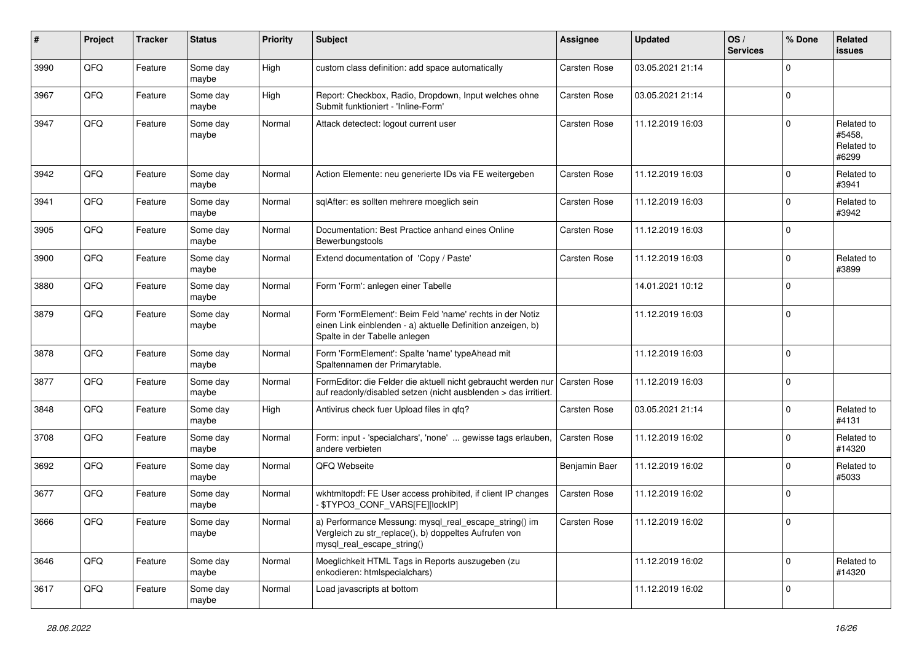| # | Project | Tracker | Status | Priority | Subject | Assignee | Updated | OS / Services | % Done | Related issues |
|---|---|---|---|---|---|---|---|---|---|---|
| 3990 | QFQ | Feature | Some day maybe | High | custom class definition: add space automatically | Carsten Rose | 03.05.2021 21:14 | | 0 | |
| 3967 | QFQ | Feature | Some day maybe | High | Report: Checkbox, Radio, Dropdown, Input welches ohne Submit funktioniert - 'Inline-Form' | Carsten Rose | 03.05.2021 21:14 | | 0 | |
| 3947 | QFQ | Feature | Some day maybe | Normal | Attack detectect: logout current user | Carsten Rose | 11.12.2019 16:03 | | 0 | Related to #5458, Related to #6299 |
| 3942 | QFQ | Feature | Some day maybe | Normal | Action Elemente: neu generierte IDs via FE weitergeben | Carsten Rose | 11.12.2019 16:03 | | 0 | Related to #3941 |
| 3941 | QFQ | Feature | Some day maybe | Normal | sqlAfter: es sollten mehrere moeglich sein | Carsten Rose | 11.12.2019 16:03 | | 0 | Related to #3942 |
| 3905 | QFQ | Feature | Some day maybe | Normal | Documentation: Best Practice anhand eines Online Bewerbungstools | Carsten Rose | 11.12.2019 16:03 | | 0 | |
| 3900 | QFQ | Feature | Some day maybe | Normal | Extend documentation of 'Copy / Paste' | Carsten Rose | 11.12.2019 16:03 | | 0 | Related to #3899 |
| 3880 | QFQ | Feature | Some day maybe | Normal | Form 'Form': anlegen einer Tabelle | | 14.01.2021 10:12 | | 0 | |
| 3879 | QFQ | Feature | Some day maybe | Normal | Form 'FormElement': Beim Feld 'name' rechts in der Notiz einen Link einblenden - a) aktuelle Definition anzeigen, b) Spalte in der Tabelle anlegen | | 11.12.2019 16:03 | | 0 | |
| 3878 | QFQ | Feature | Some day maybe | Normal | Form 'FormElement': Spalte 'name' typeAhead mit Spaltennamen der Primarytable. | | 11.12.2019 16:03 | | 0 | |
| 3877 | QFQ | Feature | Some day maybe | Normal | FormEditor: die Felder die aktuell nicht gebraucht werden nur auf readonly/disabled setzen (nicht ausblenden > das irritiert. | Carsten Rose | 11.12.2019 16:03 | | 0 | |
| 3848 | QFQ | Feature | Some day maybe | High | Antivirus check fuer Upload files in qfq? | Carsten Rose | 03.05.2021 21:14 | | 0 | Related to #4131 |
| 3708 | QFQ | Feature | Some day maybe | Normal | Form: input - 'specialchars', 'none' ... gewisse tags erlauben, andere verbieten | Carsten Rose | 11.12.2019 16:02 | | 0 | Related to #14320 |
| 3692 | QFQ | Feature | Some day maybe | Normal | QFQ Webseite | Benjamin Baer | 11.12.2019 16:02 | | 0 | Related to #5033 |
| 3677 | QFQ | Feature | Some day maybe | Normal | wkhtmltopdf: FE User access prohibited, if client IP changes - $TYPO3_CONF_VARS[FE][lockIP] | Carsten Rose | 11.12.2019 16:02 | | 0 | |
| 3666 | QFQ | Feature | Some day maybe | Normal | a) Performance Messung: mysql_real_escape_string() im Vergleich zu str_replace(), b) doppeltes Aufrufen von mysql_real_escape_string() | Carsten Rose | 11.12.2019 16:02 | | 0 | |
| 3646 | QFQ | Feature | Some day maybe | Normal | Moeglichkeit HTML Tags in Reports auszugeben (zu enkodieren: htmlspecialchars) | | 11.12.2019 16:02 | | 0 | Related to #14320 |
| 3617 | QFQ | Feature | Some day maybe | Normal | Load javascripts at bottom | | 11.12.2019 16:02 | | 0 | |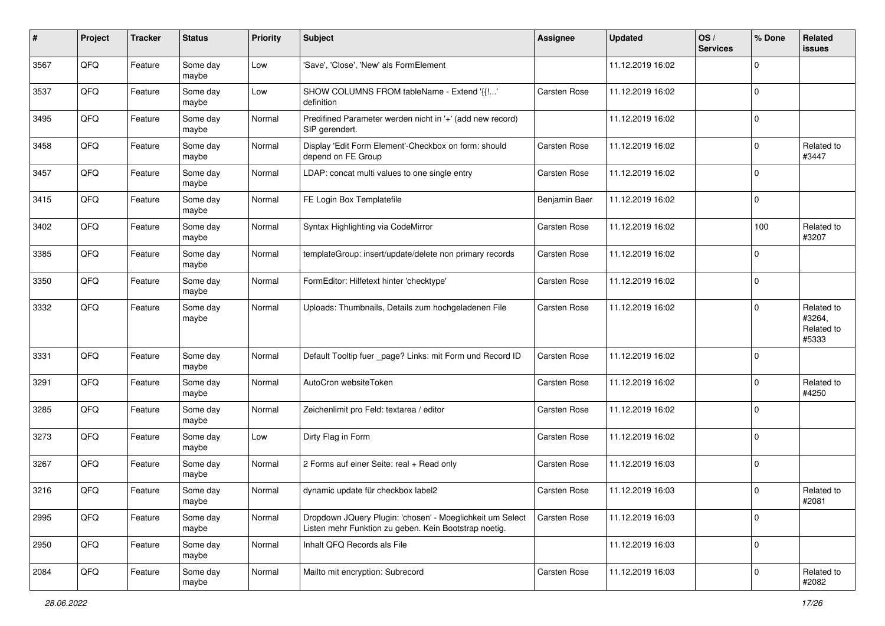| # | Project | Tracker | Status | Priority | Subject | Assignee | Updated | OS / Services | % Done | Related issues |
|---|---|---|---|---|---|---|---|---|---|---|
| 3567 | QFQ | Feature | Some day maybe | Low | 'Save', 'Close', 'New' als FormElement | | 11.12.2019 16:02 | | 0 | |
| 3537 | QFQ | Feature | Some day maybe | Low | SHOW COLUMNS FROM tableName - Extend '{{!...' definition | Carsten Rose | 11.12.2019 16:02 | | 0 | |
| 3495 | QFQ | Feature | Some day maybe | Normal | Predifined Parameter werden nicht in '+' (add new record) SIP gerendert. | | 11.12.2019 16:02 | | 0 | |
| 3458 | QFQ | Feature | Some day maybe | Normal | Display 'Edit Form Element'-Checkbox on form: should depend on FE Group | Carsten Rose | 11.12.2019 16:02 | | 0 | Related to #3447 |
| 3457 | QFQ | Feature | Some day maybe | Normal | LDAP: concat multi values to one single entry | Carsten Rose | 11.12.2019 16:02 | | 0 | |
| 3415 | QFQ | Feature | Some day maybe | Normal | FE Login Box Templatefile | Benjamin Baer | 11.12.2019 16:02 | | 0 | |
| 3402 | QFQ | Feature | Some day maybe | Normal | Syntax Highlighting via CodeMirror | Carsten Rose | 11.12.2019 16:02 | | 100 | Related to #3207 |
| 3385 | QFQ | Feature | Some day maybe | Normal | templateGroup: insert/update/delete non primary records | Carsten Rose | 11.12.2019 16:02 | | 0 | |
| 3350 | QFQ | Feature | Some day maybe | Normal | FormEditor: Hilfetext hinter 'checktype' | Carsten Rose | 11.12.2019 16:02 | | 0 | |
| 3332 | QFQ | Feature | Some day maybe | Normal | Uploads: Thumbnails, Details zum hochgeladenen File | Carsten Rose | 11.12.2019 16:02 | | 0 | Related to #3264, Related to #5333 |
| 3331 | QFQ | Feature | Some day maybe | Normal | Default Tooltip fuer _page? Links: mit Form und Record ID | Carsten Rose | 11.12.2019 16:02 | | 0 | |
| 3291 | QFQ | Feature | Some day maybe | Normal | AutoCron websiteToken | Carsten Rose | 11.12.2019 16:02 | | 0 | Related to #4250 |
| 3285 | QFQ | Feature | Some day maybe | Normal | Zeichenlimit pro Feld: textarea / editor | Carsten Rose | 11.12.2019 16:02 | | 0 | |
| 3273 | QFQ | Feature | Some day maybe | Low | Dirty Flag in Form | Carsten Rose | 11.12.2019 16:02 | | 0 | |
| 3267 | QFQ | Feature | Some day maybe | Normal | 2 Forms auf einer Seite: real + Read only | Carsten Rose | 11.12.2019 16:03 | | 0 | |
| 3216 | QFQ | Feature | Some day maybe | Normal | dynamic update für checkbox label2 | Carsten Rose | 11.12.2019 16:03 | | 0 | Related to #2081 |
| 2995 | QFQ | Feature | Some day maybe | Normal | Dropdown JQuery Plugin: 'chosen' - Moeglichkeit um Select Listen mehr Funktion zu geben. Kein Bootstrap noetig. | Carsten Rose | 11.12.2019 16:03 | | 0 | |
| 2950 | QFQ | Feature | Some day maybe | Normal | Inhalt QFQ Records als File | | 11.12.2019 16:03 | | 0 | |
| 2084 | QFQ | Feature | Some day maybe | Normal | Mailto mit encryption: Subrecord | Carsten Rose | 11.12.2019 16:03 | | 0 | Related to #2082 |

*28.06.2022*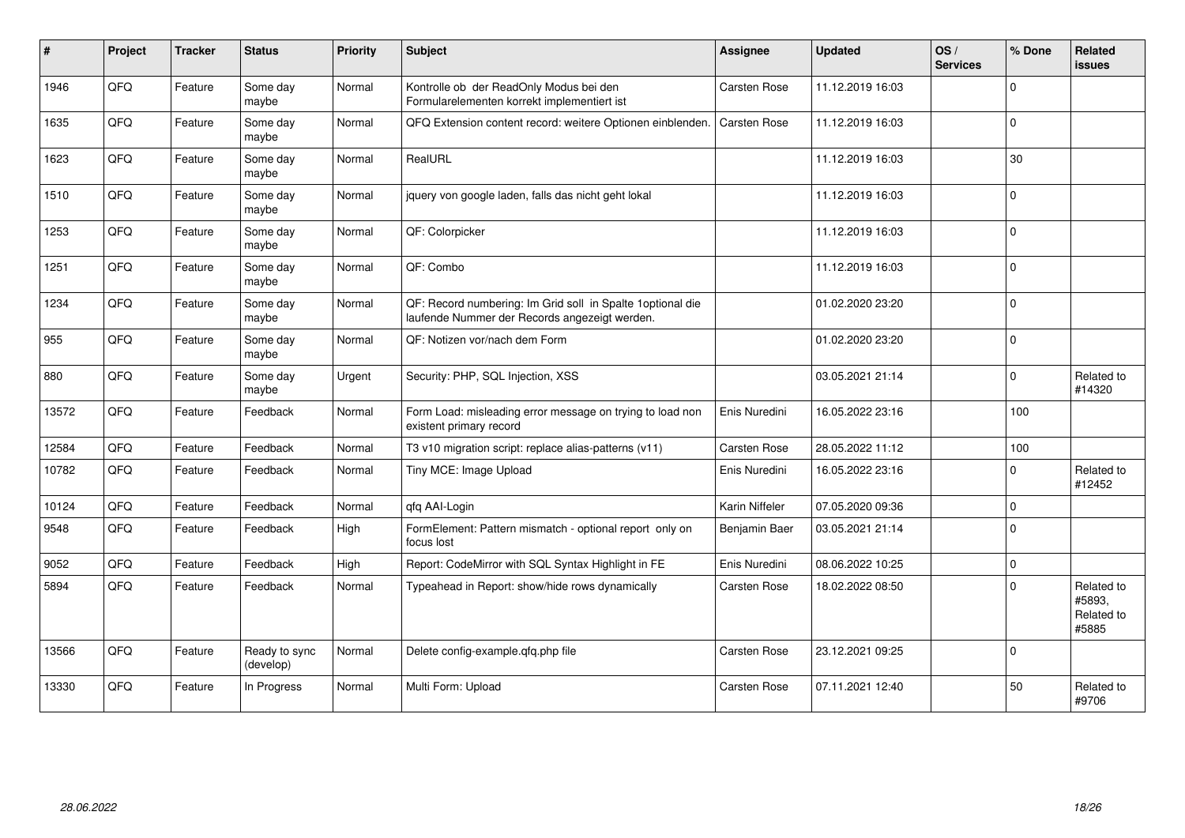| # | Project | Tracker | Status | Priority | Subject | Assignee | Updated | OS / Services | % Done | Related issues |
|---|---|---|---|---|---|---|---|---|---|---|
| 1946 | QFQ | Feature | Some day maybe | Normal | Kontrolle ob der ReadOnly Modus bei den Formularelementen korrekt implementiert ist | Carsten Rose | 11.12.2019 16:03 | | 0 | |
| 1635 | QFQ | Feature | Some day maybe | Normal | QFQ Extension content record: weitere Optionen einblenden. | Carsten Rose | 11.12.2019 16:03 | | 0 | |
| 1623 | QFQ | Feature | Some day maybe | Normal | RealURL | | 11.12.2019 16:03 | | 30 | |
| 1510 | QFQ | Feature | Some day maybe | Normal | jquery von google laden, falls das nicht geht lokal | | 11.12.2019 16:03 | | 0 | |
| 1253 | QFQ | Feature | Some day maybe | Normal | QF: Colorpicker | | 11.12.2019 16:03 | | 0 | |
| 1251 | QFQ | Feature | Some day maybe | Normal | QF: Combo | | 11.12.2019 16:03 | | 0 | |
| 1234 | QFQ | Feature | Some day maybe | Normal | QF: Record numbering: Im Grid soll in Spalte 1optional die laufende Nummer der Records angezeigt werden. | | 01.02.2020 23:20 | | 0 | |
| 955 | QFQ | Feature | Some day maybe | Normal | QF: Notizen vor/nach dem Form | | 01.02.2020 23:20 | | 0 | |
| 880 | QFQ | Feature | Some day maybe | Urgent | Security: PHP, SQL Injection, XSS | | 03.05.2021 21:14 | | 0 | Related to #14320 |
| 13572 | QFQ | Feature | Feedback | Normal | Form Load: misleading error message on trying to load non existent primary record | Enis Nuredini | 16.05.2022 23:16 | | 100 | |
| 12584 | QFQ | Feature | Feedback | Normal | T3 v10 migration script: replace alias-patterns (v11) | Carsten Rose | 28.05.2022 11:12 | | 100 | |
| 10782 | QFQ | Feature | Feedback | Normal | Tiny MCE: Image Upload | Enis Nuredini | 16.05.2022 23:16 | | 0 | Related to #12452 |
| 10124 | QFQ | Feature | Feedback | Normal | qfq AAI-Login | Karin Niffeler | 07.05.2020 09:36 | | 0 | |
| 9548 | QFQ | Feature | Feedback | High | FormElement: Pattern mismatch - optional report only on focus lost | Benjamin Baer | 03.05.2021 21:14 | | 0 | |
| 9052 | QFQ | Feature | Feedback | High | Report: CodeMirror with SQL Syntax Highlight in FE | Enis Nuredini | 08.06.2022 10:25 | | 0 | |
| 5894 | QFQ | Feature | Feedback | Normal | Typeahead in Report: show/hide rows dynamically | Carsten Rose | 18.02.2022 08:50 | | 0 | Related to #5893, Related to #5885 |
| 13566 | QFQ | Feature | Ready to sync (develop) | Normal | Delete config-example.qfq.php file | Carsten Rose | 23.12.2021 09:25 | | 0 | |
| 13330 | QFQ | Feature | In Progress | Normal | Multi Form: Upload | Carsten Rose | 07.11.2021 12:40 | | 50 | Related to #9706 |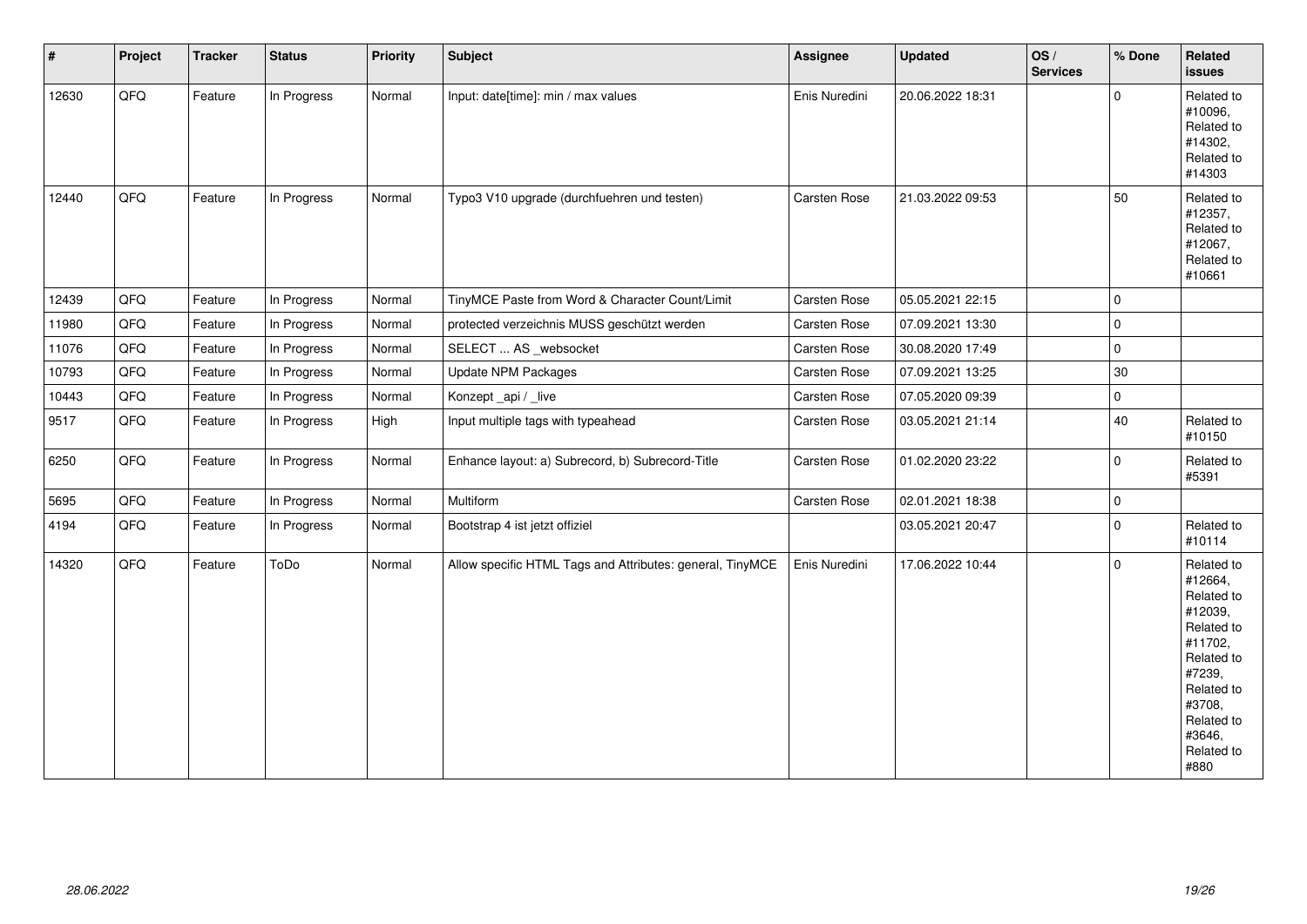| # | Project | Tracker | Status | Priority | Subject | Assignee | Updated | OS / Services | % Done | Related issues |
|---|---|---|---|---|---|---|---|---|---|---|
| 12630 | QFQ | Feature | In Progress | Normal | Input: date[time]: min / max values | Enis Nuredini | 20.06.2022 18:31 | | 0 | Related to #10096, Related to #14302, Related to #14303 |
| 12440 | QFQ | Feature | In Progress | Normal | Typo3 V10 upgrade (durchfuehren und testen) | Carsten Rose | 21.03.2022 09:53 | | 50 | Related to #12357, Related to #12067, Related to #10661 |
| 12439 | QFQ | Feature | In Progress | Normal | TinyMCE Paste from Word & Character Count/Limit | Carsten Rose | 05.05.2021 22:15 | | 0 | |
| 11980 | QFQ | Feature | In Progress | Normal | protected verzeichnis MUSS geschützt werden | Carsten Rose | 07.09.2021 13:30 | | 0 | |
| 11076 | QFQ | Feature | In Progress | Normal | SELECT ... AS _websocket | Carsten Rose | 30.08.2020 17:49 | | 0 | |
| 10793 | QFQ | Feature | In Progress | Normal | Update NPM Packages | Carsten Rose | 07.09.2021 13:25 | | 30 | |
| 10443 | QFQ | Feature | In Progress | Normal | Konzept _api / _live | Carsten Rose | 07.05.2020 09:39 | | 0 | |
| 9517 | QFQ | Feature | In Progress | High | Input multiple tags with typeahead | Carsten Rose | 03.05.2021 21:14 | | 40 | Related to #10150 |
| 6250 | QFQ | Feature | In Progress | Normal | Enhance layout: a) Subrecord, b) Subrecord-Title | Carsten Rose | 01.02.2020 23:22 | | 0 | Related to #5391 |
| 5695 | QFQ | Feature | In Progress | Normal | Multiform | Carsten Rose | 02.01.2021 18:38 | | 0 | |
| 4194 | QFQ | Feature | In Progress | Normal | Bootstrap 4 ist jetzt offiziel | | 03.05.2021 20:47 | | 0 | Related to #10114 |
| 14320 | QFQ | Feature | ToDo | Normal | Allow specific HTML Tags and Attributes: general, TinyMCE | Enis Nuredini | 17.06.2022 10:44 | | 0 | Related to #12664, Related to #12039, Related to #11702, Related to #7239, Related to #3708, Related to #3646, Related to #880 |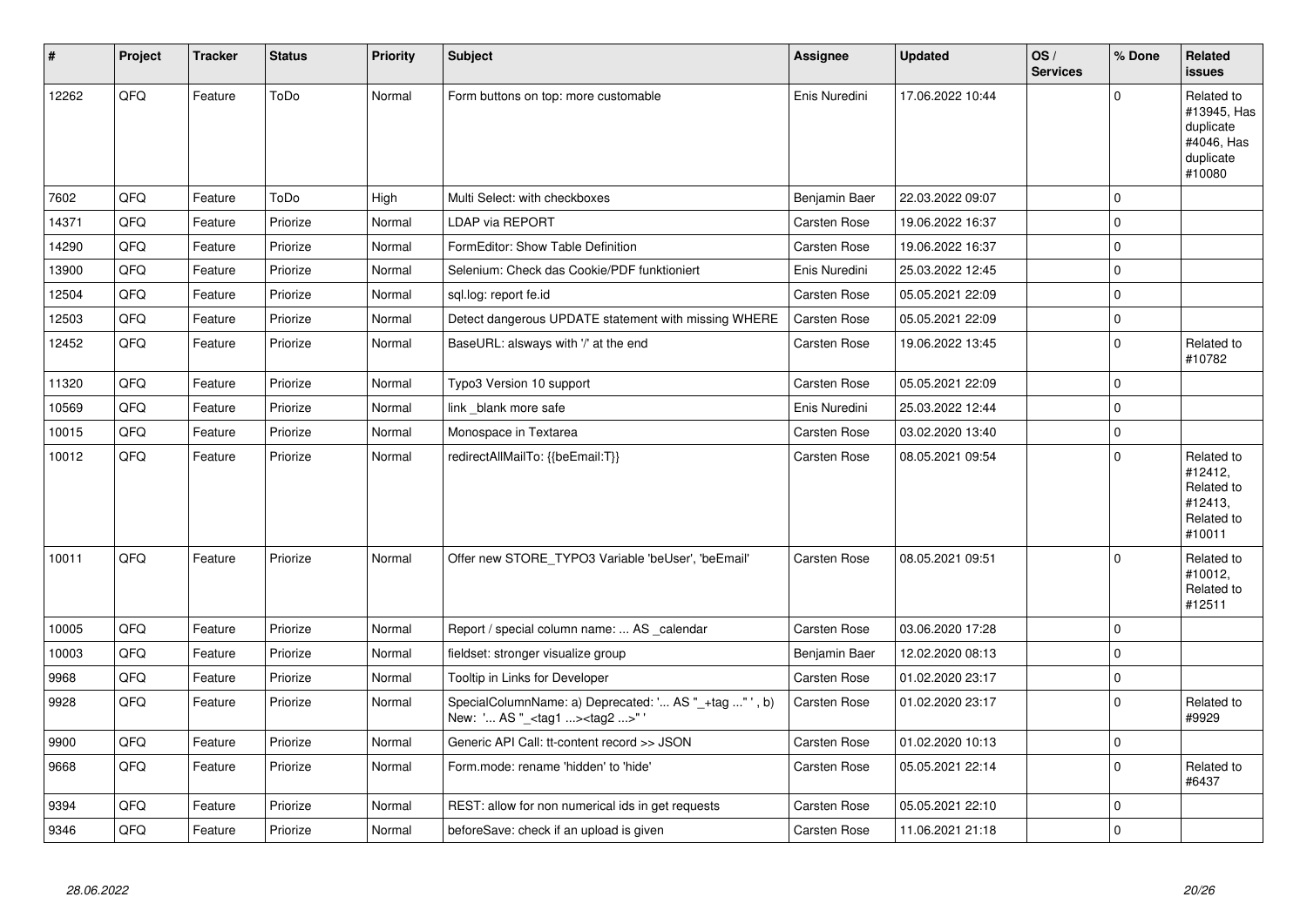| # | Project | Tracker | Status | Priority | Subject | Assignee | Updated | OS / Services | % Done | Related issues |
|---|---|---|---|---|---|---|---|---|---|---|
| 12262 | QFQ | Feature | ToDo | Normal | Form buttons on top: more customable | Enis Nuredini | 17.06.2022 10:44 | | 0 | Related to #13945, Has duplicate #4046, Has duplicate #10080 |
| 7602 | QFQ | Feature | ToDo | High | Multi Select: with checkboxes | Benjamin Baer | 22.03.2022 09:07 | | 0 | |
| 14371 | QFQ | Feature | Priorize | Normal | LDAP via REPORT | Carsten Rose | 19.06.2022 16:37 | | 0 | |
| 14290 | QFQ | Feature | Priorize | Normal | FormEditor: Show Table Definition | Carsten Rose | 19.06.2022 16:37 | | 0 | |
| 13900 | QFQ | Feature | Priorize | Normal | Selenium: Check das Cookie/PDF funktioniert | Enis Nuredini | 25.03.2022 12:45 | | 0 | |
| 12504 | QFQ | Feature | Priorize | Normal | sql.log: report fe.id | Carsten Rose | 05.05.2021 22:09 | | 0 | |
| 12503 | QFQ | Feature | Priorize | Normal | Detect dangerous UPDATE statement with missing WHERE | Carsten Rose | 05.05.2021 22:09 | | 0 | |
| 12452 | QFQ | Feature | Priorize | Normal | BaseURL: alsways with '/' at the end | Carsten Rose | 19.06.2022 13:45 | | 0 | Related to #10782 |
| 11320 | QFQ | Feature | Priorize | Normal | Typo3 Version 10 support | Carsten Rose | 05.05.2021 22:09 | | 0 | |
| 10569 | QFQ | Feature | Priorize | Normal | link _blank more safe | Enis Nuredini | 25.03.2022 12:44 | | 0 | |
| 10015 | QFQ | Feature | Priorize | Normal | Monospace in Textarea | Carsten Rose | 03.02.2020 13:40 | | 0 | |
| 10012 | QFQ | Feature | Priorize | Normal | redirectAllMailTo: {{beEmail:T}} | Carsten Rose | 08.05.2021 09:54 | | 0 | Related to #12412, Related to #12413, Related to #10011 |
| 10011 | QFQ | Feature | Priorize | Normal | Offer new STORE_TYPO3 Variable 'beUser', 'beEmail' | Carsten Rose | 08.05.2021 09:51 | | 0 | Related to #10012, Related to #12511 |
| 10005 | QFQ | Feature | Priorize | Normal | Report / special column name: ... AS _calendar | Carsten Rose | 03.06.2020 17:28 | | 0 | |
| 10003 | QFQ | Feature | Priorize | Normal | fieldset: stronger visualize group | Benjamin Baer | 12.02.2020 08:13 | | 0 | |
| 9968 | QFQ | Feature | Priorize | Normal | Tooltip in Links for Developer | Carsten Rose | 01.02.2020 23:17 | | 0 | |
| 9928 | QFQ | Feature | Priorize | Normal | SpecialColumnName: a) Deprecated: '... AS "_+tag ..." ', b) New: '... AS "_<tag1 ...><tag2 ...>" ' | Carsten Rose | 01.02.2020 23:17 | | 0 | Related to #9929 |
| 9900 | QFQ | Feature | Priorize | Normal | Generic API Call: tt-content record >> JSON | Carsten Rose | 01.02.2020 10:13 | | 0 | |
| 9668 | QFQ | Feature | Priorize | Normal | Form.mode: rename 'hidden' to 'hide' | Carsten Rose | 05.05.2021 22:14 | | 0 | Related to #6437 |
| 9394 | QFQ | Feature | Priorize | Normal | REST: allow for non numerical ids in get requests | Carsten Rose | 05.05.2021 22:10 | | 0 | |
| 9346 | QFQ | Feature | Priorize | Normal | beforeSave: check if an upload is given | Carsten Rose | 11.06.2021 21:18 | | 0 | |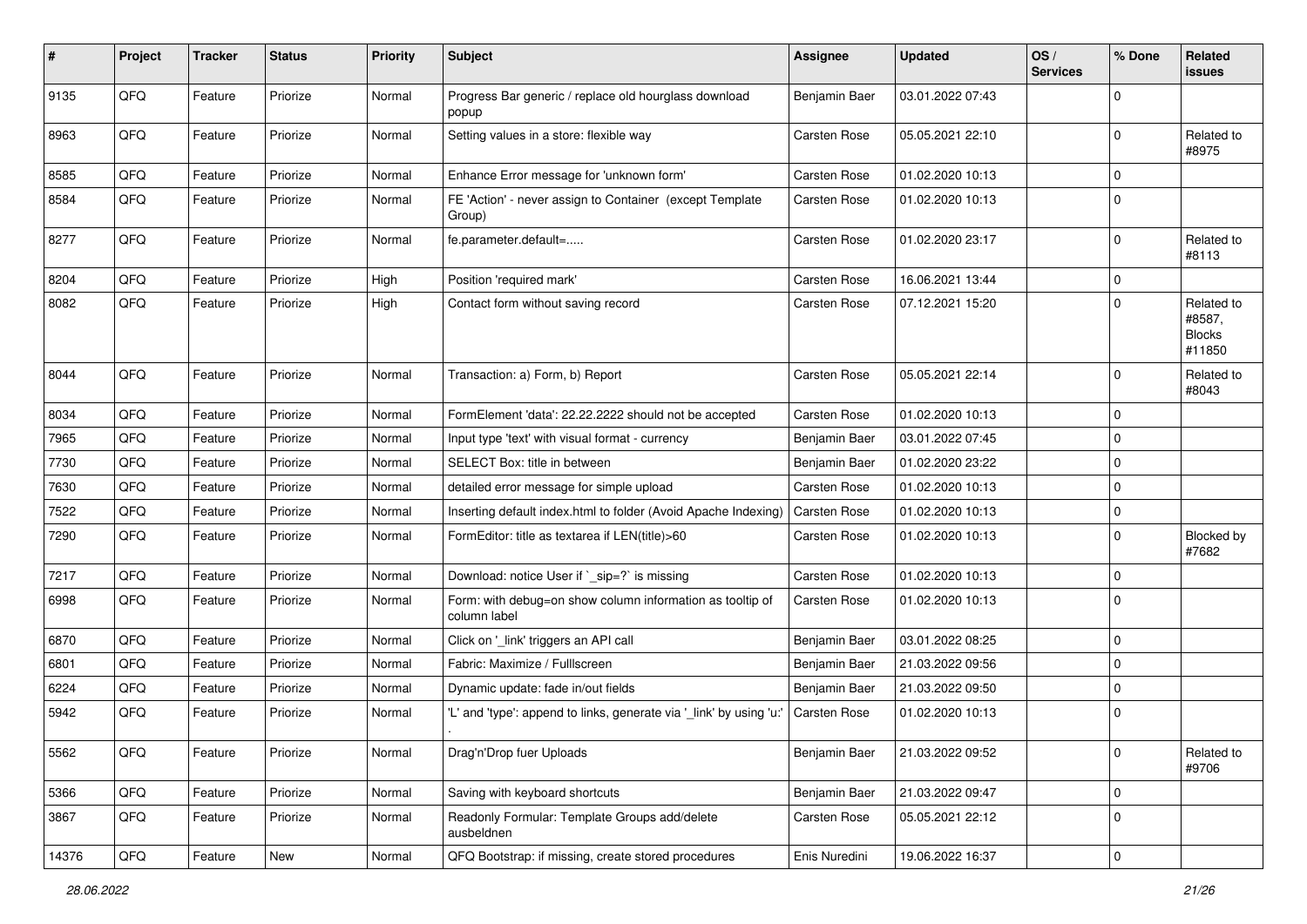| # | Project | Tracker | Status | Priority | Subject | Assignee | Updated | OS / Services | % Done | Related issues |
|---|---|---|---|---|---|---|---|---|---|---|
| 9135 | QFQ | Feature | Priorize | Normal | Progress Bar generic / replace old hourglass download popup | Benjamin Baer | 03.01.2022 07:43 | | 0 | |
| 8963 | QFQ | Feature | Priorize | Normal | Setting values in a store: flexible way | Carsten Rose | 05.05.2021 22:10 | | 0 | Related to #8975 |
| 8585 | QFQ | Feature | Priorize | Normal | Enhance Error message for 'unknown form' | Carsten Rose | 01.02.2020 10:13 | | 0 | |
| 8584 | QFQ | Feature | Priorize | Normal | FE 'Action' - never assign to Container (except Template Group) | Carsten Rose | 01.02.2020 10:13 | | 0 | |
| 8277 | QFQ | Feature | Priorize | Normal | fe.parameter.default=..... | Carsten Rose | 01.02.2020 23:17 | | 0 | Related to #8113 |
| 8204 | QFQ | Feature | Priorize | High | Position 'required mark' | Carsten Rose | 16.06.2021 13:44 | | 0 | |
| 8082 | QFQ | Feature | Priorize | High | Contact form without saving record | Carsten Rose | 07.12.2021 15:20 | | 0 | Related to #8587, Blocks #11850 |
| 8044 | QFQ | Feature | Priorize | Normal | Transaction: a) Form, b) Report | Carsten Rose | 05.05.2021 22:14 | | 0 | Related to #8043 |
| 8034 | QFQ | Feature | Priorize | Normal | FormElement 'data': 22.22.2222 should not be accepted | Carsten Rose | 01.02.2020 10:13 | | 0 | |
| 7965 | QFQ | Feature | Priorize | Normal | Input type 'text' with visual format - currency | Benjamin Baer | 03.01.2022 07:45 | | 0 | |
| 7730 | QFQ | Feature | Priorize | Normal | SELECT Box: title in between | Benjamin Baer | 01.02.2020 23:22 | | 0 | |
| 7630 | QFQ | Feature | Priorize | Normal | detailed error message for simple upload | Carsten Rose | 01.02.2020 10:13 | | 0 | |
| 7522 | QFQ | Feature | Priorize | Normal | Inserting default index.html to folder (Avoid Apache Indexing) | Carsten Rose | 01.02.2020 10:13 | | 0 | |
| 7290 | QFQ | Feature | Priorize | Normal | FormEditor: title as textarea if LEN(title)>60 | Carsten Rose | 01.02.2020 10:13 | | 0 | Blocked by #7682 |
| 7217 | QFQ | Feature | Priorize | Normal | Download: notice User if `_sip=?` is missing | Carsten Rose | 01.02.2020 10:13 | | 0 | |
| 6998 | QFQ | Feature | Priorize | Normal | Form: with debug=on show column information as tooltip of column label | Carsten Rose | 01.02.2020 10:13 | | 0 | |
| 6870 | QFQ | Feature | Priorize | Normal | Click on '_link' triggers an API call | Benjamin Baer | 03.01.2022 08:25 | | 0 | |
| 6801 | QFQ | Feature | Priorize | Normal | Fabric: Maximize / FullIscreen | Benjamin Baer | 21.03.2022 09:56 | | 0 | |
| 6224 | QFQ | Feature | Priorize | Normal | Dynamic update: fade in/out fields | Benjamin Baer | 21.03.2022 09:50 | | 0 | |
| 5942 | QFQ | Feature | Priorize | Normal | 'L' and 'type': append to links, generate via '_link' by using 'u:' . | Carsten Rose | 01.02.2020 10:13 | | 0 | |
| 5562 | QFQ | Feature | Priorize | Normal | Drag'n'Drop fuer Uploads | Benjamin Baer | 21.03.2022 09:52 | | 0 | Related to #9706 |
| 5366 | QFQ | Feature | Priorize | Normal | Saving with keyboard shortcuts | Benjamin Baer | 21.03.2022 09:47 | | 0 | |
| 3867 | QFQ | Feature | Priorize | Normal | Readonly Formular: Template Groups add/delete ausbeldnen | Carsten Rose | 05.05.2021 22:12 | | 0 | |
| 14376 | QFQ | Feature | New | Normal | QFQ Bootstrap: if missing, create stored procedures | Enis Nuredini | 19.06.2022 16:37 | | 0 | |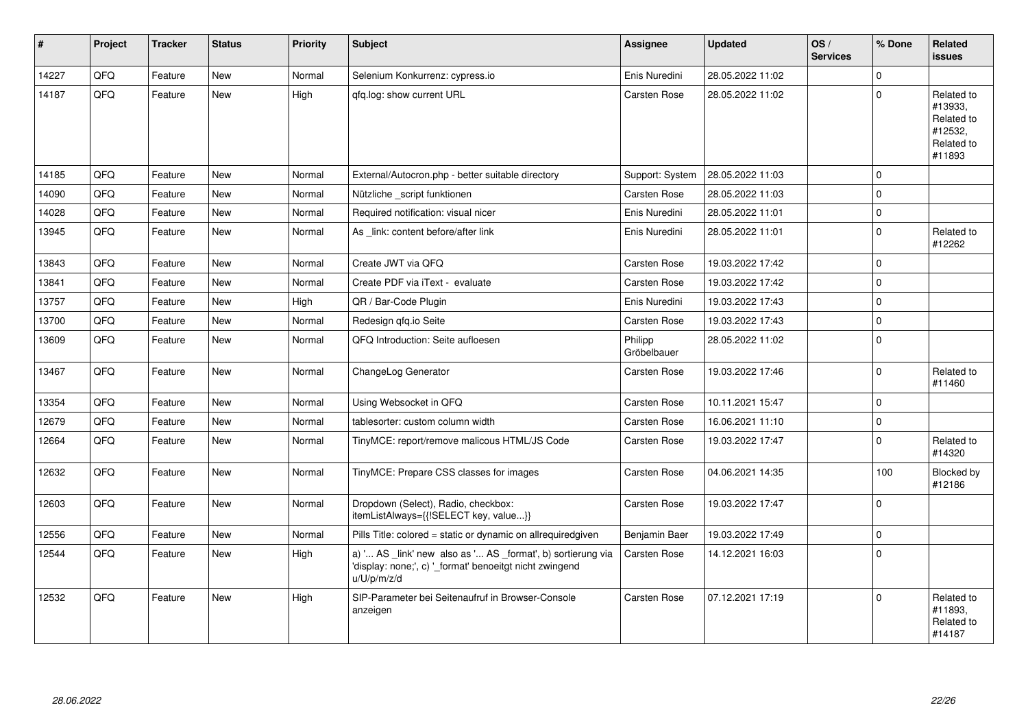| # | Project | Tracker | Status | Priority | Subject | Assignee | Updated | OS / Services | % Done | Related issues |
|---|---|---|---|---|---|---|---|---|---|---|
| 14227 | QFQ | Feature | New | Normal | Selenium Konkurrenz: cypress.io | Enis Nuredini | 28.05.2022 11:02 | | 0 | |
| 14187 | QFQ | Feature | New | High | qfq.log: show current URL | Carsten Rose | 28.05.2022 11:02 | | 0 | Related to #13933, Related to #12532, Related to #11893 |
| 14185 | QFQ | Feature | New | Normal | External/Autocron.php - better suitable directory | Support: System | 28.05.2022 11:03 | | 0 | |
| 14090 | QFQ | Feature | New | Normal | Nützliche _script funktionen | Carsten Rose | 28.05.2022 11:03 | | 0 | |
| 14028 | QFQ | Feature | New | Normal | Required notification: visual nicer | Enis Nuredini | 28.05.2022 11:01 | | 0 | |
| 13945 | QFQ | Feature | New | Normal | As _link: content before/after link | Enis Nuredini | 28.05.2022 11:01 | | 0 | Related to #12262 |
| 13843 | QFQ | Feature | New | Normal | Create JWT via QFQ | Carsten Rose | 19.03.2022 17:42 | | 0 | |
| 13841 | QFQ | Feature | New | Normal | Create PDF via iText - evaluate | Carsten Rose | 19.03.2022 17:42 | | 0 | |
| 13757 | QFQ | Feature | New | High | QR / Bar-Code Plugin | Enis Nuredini | 19.03.2022 17:43 | | 0 | |
| 13700 | QFQ | Feature | New | Normal | Redesign qfq.io Seite | Carsten Rose | 19.03.2022 17:43 | | 0 | |
| 13609 | QFQ | Feature | New | Normal | QFQ Introduction: Seite aufloesen | Philipp Gröbelbauer | 28.05.2022 11:02 | | 0 | |
| 13467 | QFQ | Feature | New | Normal | ChangeLog Generator | Carsten Rose | 19.03.2022 17:46 | | 0 | Related to #11460 |
| 13354 | QFQ | Feature | New | Normal | Using Websocket in QFQ | Carsten Rose | 10.11.2021 15:47 | | 0 | |
| 12679 | QFQ | Feature | New | Normal | tablesorter: custom column width | Carsten Rose | 16.06.2021 11:10 | | 0 | |
| 12664 | QFQ | Feature | New | Normal | TinyMCE: report/remove malicous HTML/JS Code | Carsten Rose | 19.03.2022 17:47 | | 0 | Related to #14320 |
| 12632 | QFQ | Feature | New | Normal | TinyMCE: Prepare CSS classes for images | Carsten Rose | 04.06.2021 14:35 | | 100 | Blocked by #12186 |
| 12603 | QFQ | Feature | New | Normal | Dropdown (Select), Radio, checkbox: itemListAlways={{!SELECT key, value...}} | Carsten Rose | 19.03.2022 17:47 | | 0 | |
| 12556 | QFQ | Feature | New | Normal | Pills Title: colored = static or dynamic on allrequiredgiven | Benjamin Baer | 19.03.2022 17:49 | | 0 | |
| 12544 | QFQ | Feature | New | High | a) '... AS _link' new also as '... AS _format', b) sortierung via 'display: none;', c) '_format' benoeitgt nicht zwingend u/U/p/m/z/d | Carsten Rose | 14.12.2021 16:03 | | 0 | |
| 12532 | QFQ | Feature | New | High | SIP-Parameter bei Seitenaufruf in Browser-Console anzeigen | Carsten Rose | 07.12.2021 17:19 | | 0 | Related to #11893, Related to #14187 |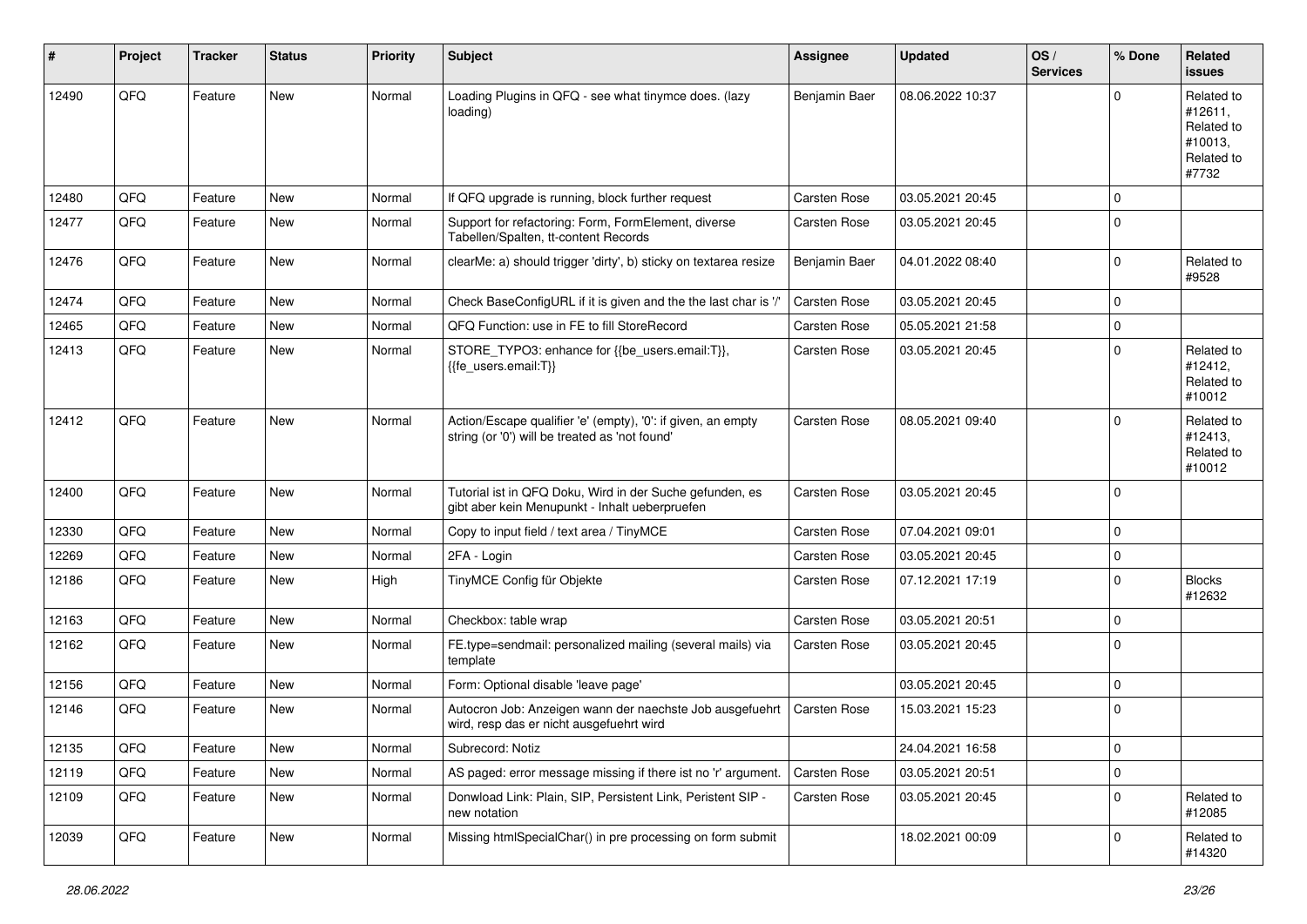| # | Project | Tracker | Status | Priority | Subject | Assignee | Updated | OS / Services | % Done | Related issues |
|---|---|---|---|---|---|---|---|---|---|---|
| 12490 | QFQ | Feature | New | Normal | Loading Plugins in QFQ - see what tinymce does. (lazy loading) | Benjamin Baer | 08.06.2022 10:37 | | 0 | Related to #12611, Related to #10013, Related to #7732 |
| 12480 | QFQ | Feature | New | Normal | If QFQ upgrade is running, block further request | Carsten Rose | 03.05.2021 20:45 | | 0 | |
| 12477 | QFQ | Feature | New | Normal | Support for refactoring: Form, FormElement, diverse Tabellen/Spalten, tt-content Records | Carsten Rose | 03.05.2021 20:45 | | 0 | |
| 12476 | QFQ | Feature | New | Normal | clearMe: a) should trigger 'dirty', b) sticky on textarea resize | Benjamin Baer | 04.01.2022 08:40 | | 0 | Related to #9528 |
| 12474 | QFQ | Feature | New | Normal | Check BaseConfigURL if it is given and the the last char is '/' | Carsten Rose | 03.05.2021 20:45 | | 0 | |
| 12465 | QFQ | Feature | New | Normal | QFQ Function: use in FE to fill StoreRecord | Carsten Rose | 05.05.2021 21:58 | | 0 | |
| 12413 | QFQ | Feature | New | Normal | STORE_TYPO3: enhance for {{be_users.email:T}}, {{fe_users.email:T}} | Carsten Rose | 03.05.2021 20:45 | | 0 | Related to #12412, Related to #10012 |
| 12412 | QFQ | Feature | New | Normal | Action/Escape qualifier 'e' (empty), '0': if given, an empty string (or '0') will be treated as 'not found' | Carsten Rose | 08.05.2021 09:40 | | 0 | Related to #12413, Related to #10012 |
| 12400 | QFQ | Feature | New | Normal | Tutorial ist in QFQ Doku, Wird in der Suche gefunden, es gibt aber kein Menupunkt - Inhalt ueberpruefen | Carsten Rose | 03.05.2021 20:45 | | 0 | |
| 12330 | QFQ | Feature | New | Normal | Copy to input field / text area / TinyMCE | Carsten Rose | 07.04.2021 09:01 | | 0 | |
| 12269 | QFQ | Feature | New | Normal | 2FA - Login | Carsten Rose | 03.05.2021 20:45 | | 0 | |
| 12186 | QFQ | Feature | New | High | TinyMCE Config für Objekte | Carsten Rose | 07.12.2021 17:19 | | 0 | Blocks #12632 |
| 12163 | QFQ | Feature | New | Normal | Checkbox: table wrap | Carsten Rose | 03.05.2021 20:51 | | 0 | |
| 12162 | QFQ | Feature | New | Normal | FE.type=sendmail: personalized mailing (several mails) via template | Carsten Rose | 03.05.2021 20:45 | | 0 | |
| 12156 | QFQ | Feature | New | Normal | Form: Optional disable 'leave page' | | 03.05.2021 20:45 | | 0 | |
| 12146 | QFQ | Feature | New | Normal | Autocron Job: Anzeigen wann der naechste Job ausgefuehrt wird, resp das er nicht ausgefuehrt wird | Carsten Rose | 15.03.2021 15:23 | | 0 | |
| 12135 | QFQ | Feature | New | Normal | Subrecord: Notiz | | 24.04.2021 16:58 | | 0 | |
| 12119 | QFQ | Feature | New | Normal | AS paged: error message missing if there ist no 'r' argument. | Carsten Rose | 03.05.2021 20:51 | | 0 | |
| 12109 | QFQ | Feature | New | Normal | Donwload Link: Plain, SIP, Persistent Link, Peristent SIP - new notation | Carsten Rose | 03.05.2021 20:45 | | 0 | Related to #12085 |
| 12039 | QFQ | Feature | New | Normal | Missing htmlSpecialChar() in pre processing on form submit | | 18.02.2021 00:09 | | 0 | Related to #14320 |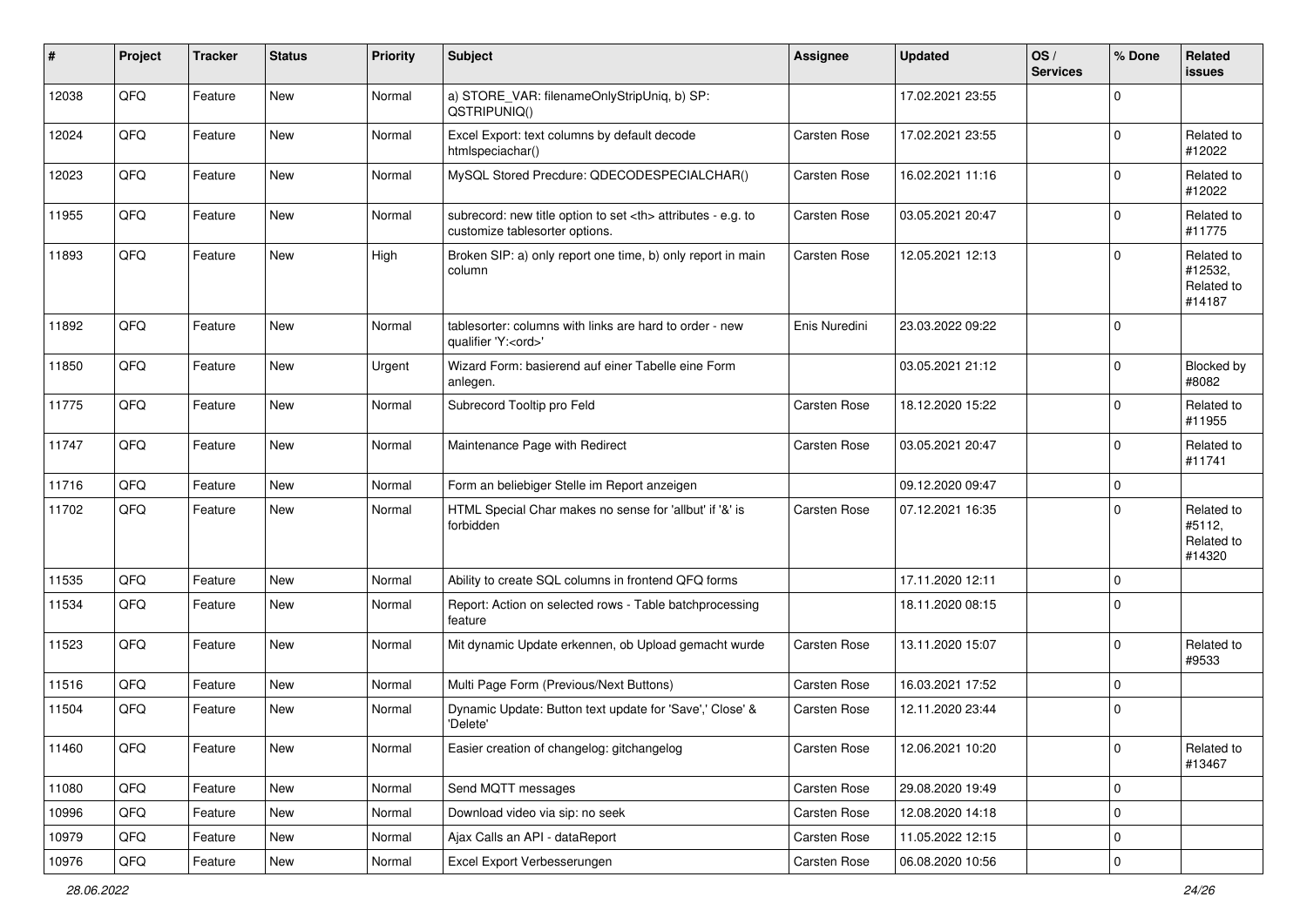| # | Project | Tracker | Status | Priority | Subject | Assignee | Updated | OS / Services | % Done | Related issues |
|---|---|---|---|---|---|---|---|---|---|---|
| 12038 | QFQ | Feature | New | Normal | a) STORE_VAR: filenameOnlyStripUniq, b) SP: QSTRIPUNIQ() | | 17.02.2021 23:55 | | 0 | |
| 12024 | QFQ | Feature | New | Normal | Excel Export: text columns by default decode htmlspeciachar() | Carsten Rose | 17.02.2021 23:55 | | 0 | Related to #12022 |
| 12023 | QFQ | Feature | New | Normal | MySQL Stored Precdure: QDECODESPECIALCHAR() | Carsten Rose | 16.02.2021 11:16 | | 0 | Related to #12022 |
| 11955 | QFQ | Feature | New | Normal | subrecord: new title option to set <th> attributes - e.g. to customize tablesorter options. | Carsten Rose | 03.05.2021 20:47 | | 0 | Related to #11775 |
| 11893 | QFQ | Feature | New | High | Broken SIP: a) only report one time, b) only report in main column | Carsten Rose | 12.05.2021 12:13 | | 0 | Related to #12532, Related to #14187 |
| 11892 | QFQ | Feature | New | Normal | tablesorter: columns with links are hard to order - new qualifier 'Y:<ord>' | Enis Nuredini | 23.03.2022 09:22 | | 0 | |
| 11850 | QFQ | Feature | New | Urgent | Wizard Form: basierend auf einer Tabelle eine Form anlegen. | | 03.05.2021 21:12 | | 0 | Blocked by #8082 |
| 11775 | QFQ | Feature | New | Normal | Subrecord Tooltip pro Feld | Carsten Rose | 18.12.2020 15:22 | | 0 | Related to #11955 |
| 11747 | QFQ | Feature | New | Normal | Maintenance Page with Redirect | Carsten Rose | 03.05.2021 20:47 | | 0 | Related to #11741 |
| 11716 | QFQ | Feature | New | Normal | Form an beliebiger Stelle im Report anzeigen | | 09.12.2020 09:47 | | 0 | |
| 11702 | QFQ | Feature | New | Normal | HTML Special Char makes no sense for 'allbut' if '&' is forbidden | Carsten Rose | 07.12.2021 16:35 | | 0 | Related to #5112, Related to #14320 |
| 11535 | QFQ | Feature | New | Normal | Ability to create SQL columns in frontend QFQ forms | | 17.11.2020 12:11 | | 0 | |
| 11534 | QFQ | Feature | New | Normal | Report: Action on selected rows - Table batchprocessing feature | | 18.11.2020 08:15 | | 0 | |
| 11523 | QFQ | Feature | New | Normal | Mit dynamic Update erkennen, ob Upload gemacht wurde | Carsten Rose | 13.11.2020 15:07 | | 0 | Related to #9533 |
| 11516 | QFQ | Feature | New | Normal | Multi Page Form (Previous/Next Buttons) | Carsten Rose | 16.03.2021 17:52 | | 0 | |
| 11504 | QFQ | Feature | New | Normal | Dynamic Update: Button text update for 'Save',' Close' & 'Delete' | Carsten Rose | 12.11.2020 23:44 | | 0 | |
| 11460 | QFQ | Feature | New | Normal | Easier creation of changelog: gitchangelog | Carsten Rose | 12.06.2021 10:20 | | 0 | Related to #13467 |
| 11080 | QFQ | Feature | New | Normal | Send MQTT messages | Carsten Rose | 29.08.2020 19:49 | | 0 | |
| 10996 | QFQ | Feature | New | Normal | Download video via sip: no seek | Carsten Rose | 12.08.2020 14:18 | | 0 | |
| 10979 | QFQ | Feature | New | Normal | Ajax Calls an API - dataReport | Carsten Rose | 11.05.2022 12:15 | | 0 | |
| 10976 | QFQ | Feature | New | Normal | Excel Export Verbesserungen | Carsten Rose | 06.08.2020 10:56 | | 0 | |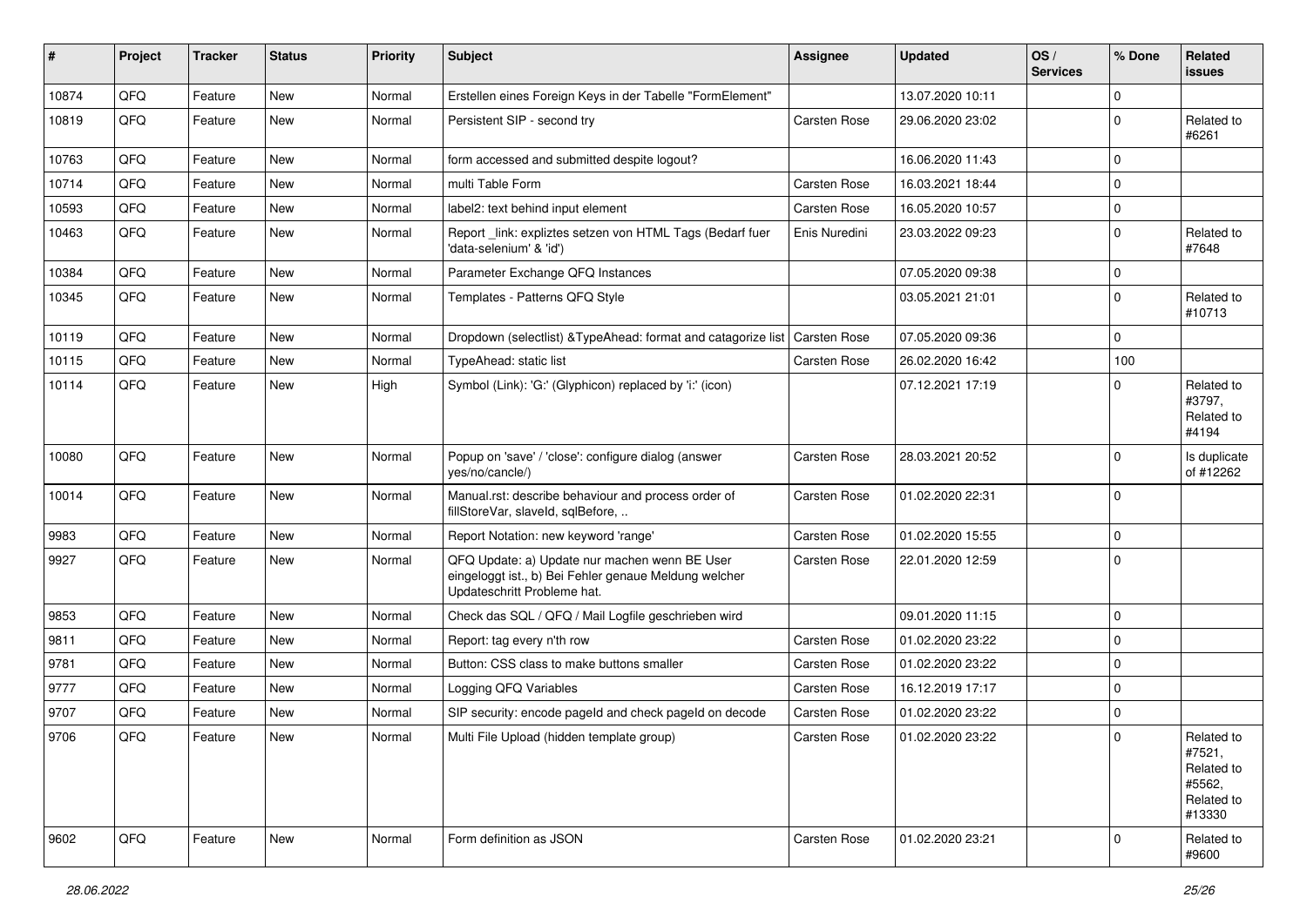| # | Project | Tracker | Status | Priority | Subject | Assignee | Updated | OS / Services | % Done | Related issues |
|---|---|---|---|---|---|---|---|---|---|---|
| 10874 | QFQ | Feature | New | Normal | Erstellen eines Foreign Keys in der Tabelle "FormElement" | | 13.07.2020 10:11 | | 0 | |
| 10819 | QFQ | Feature | New | Normal | Persistent SIP - second try | Carsten Rose | 29.06.2020 23:02 | | 0 | Related to #6261 |
| 10763 | QFQ | Feature | New | Normal | form accessed and submitted despite logout? | | 16.06.2020 11:43 | | 0 | |
| 10714 | QFQ | Feature | New | Normal | multi Table Form | Carsten Rose | 16.03.2021 18:44 | | 0 | |
| 10593 | QFQ | Feature | New | Normal | label2: text behind input element | Carsten Rose | 16.05.2020 10:57 | | 0 | |
| 10463 | QFQ | Feature | New | Normal | Report _link: expliztes setzen von HTML Tags (Bedarf fuer 'data-selenium' & 'id') | Enis Nuredini | 23.03.2022 09:23 | | 0 | Related to #7648 |
| 10384 | QFQ | Feature | New | Normal | Parameter Exchange QFQ Instances | | 07.05.2020 09:38 | | 0 | |
| 10345 | QFQ | Feature | New | Normal | Templates - Patterns QFQ Style | | 03.05.2021 21:01 | | 0 | Related to #10713 |
| 10119 | QFQ | Feature | New | Normal | Dropdown (selectlist) &TypeAhead: format and catagorize list | Carsten Rose | 07.05.2020 09:36 | | 0 | |
| 10115 | QFQ | Feature | New | Normal | TypeAhead: static list | Carsten Rose | 26.02.2020 16:42 | | 100 | |
| 10114 | QFQ | Feature | New | High | Symbol (Link): 'G:' (Glyphicon) replaced by 'i:' (icon) | | 07.12.2021 17:19 | | 0 | Related to #3797, Related to #4194 |
| 10080 | QFQ | Feature | New | Normal | Popup on 'save' / 'close': configure dialog (answer yes/no/cancle/) | Carsten Rose | 28.03.2021 20:52 | | 0 | Is duplicate of #12262 |
| 10014 | QFQ | Feature | New | Normal | Manual.rst: describe behaviour and process order of fillStoreVar, slaveId, sqlBefore, .. | Carsten Rose | 01.02.2020 22:31 | | 0 | |
| 9983 | QFQ | Feature | New | Normal | Report Notation: new keyword 'range' | Carsten Rose | 01.02.2020 15:55 | | 0 | |
| 9927 | QFQ | Feature | New | Normal | QFQ Update: a) Update nur machen wenn BE User eingeloggt ist., b) Bei Fehler genaue Meldung welcher Updateschritt Probleme hat. | Carsten Rose | 22.01.2020 12:59 | | 0 | |
| 9853 | QFQ | Feature | New | Normal | Check das SQL / QFQ / Mail Logfile geschrieben wird | | 09.01.2020 11:15 | | 0 | |
| 9811 | QFQ | Feature | New | Normal | Report: tag every n'th row | Carsten Rose | 01.02.2020 23:22 | | 0 | |
| 9781 | QFQ | Feature | New | Normal | Button: CSS class to make buttons smaller | Carsten Rose | 01.02.2020 23:22 | | 0 | |
| 9777 | QFQ | Feature | New | Normal | Logging QFQ Variables | Carsten Rose | 16.12.2019 17:17 | | 0 | |
| 9707 | QFQ | Feature | New | Normal | SIP security: encode pageId and check pageId on decode | Carsten Rose | 01.02.2020 23:22 | | 0 | |
| 9706 | QFQ | Feature | New | Normal | Multi File Upload (hidden template group) | Carsten Rose | 01.02.2020 23:22 | | 0 | Related to #7521, Related to #5562, Related to #13330 |
| 9602 | QFQ | Feature | New | Normal | Form definition as JSON | Carsten Rose | 01.02.2020 23:21 | | 0 | Related to #9600 |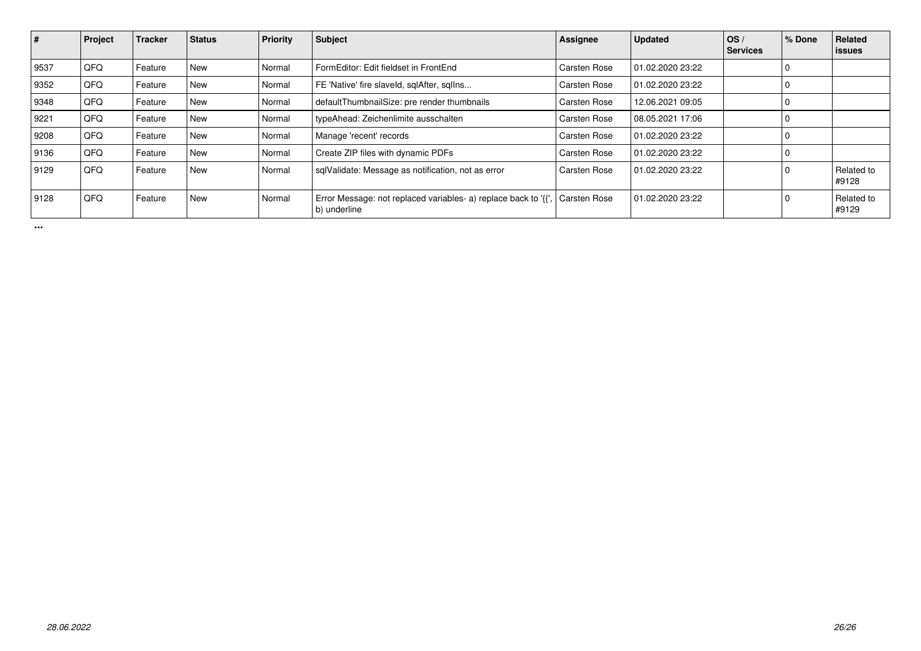| # | Project | Tracker | Status | Priority | Subject | Assignee | Updated | OS / Services | % Done | Related issues |
|---|---|---|---|---|---|---|---|---|---|---|
| 9537 | QFQ | Feature | New | Normal | FormEditor: Edit fieldset in FrontEnd | Carsten Rose | 01.02.2020 23:22 | | 0 | |
| 9352 | QFQ | Feature | New | Normal | FE 'Native' fire slaveId, sqlAfter, sqlIns... | Carsten Rose | 01.02.2020 23:22 | | 0 | |
| 9348 | QFQ | Feature | New | Normal | defaultThumbnailSize: pre render thumbnails | Carsten Rose | 12.06.2021 09:05 | | 0 | |
| 9221 | QFQ | Feature | New | Normal | typeAhead: Zeichenlimite ausschalten | Carsten Rose | 08.05.2021 17:06 | | 0 | |
| 9208 | QFQ | Feature | New | Normal | Manage 'recent' records | Carsten Rose | 01.02.2020 23:22 | | 0 | |
| 9136 | QFQ | Feature | New | Normal | Create ZIP files with dynamic PDFs | Carsten Rose | 01.02.2020 23:22 | | 0 | |
| 9129 | QFQ | Feature | New | Normal | sqlValidate: Message as notification, not as error | Carsten Rose | 01.02.2020 23:22 | | 0 | Related to #9128 |
| 9128 | QFQ | Feature | New | Normal | Error Message: not replaced variables- a) replace back to '{{', b) underline | Carsten Rose | 01.02.2020 23:22 | | 0 | Related to #9129 |

...